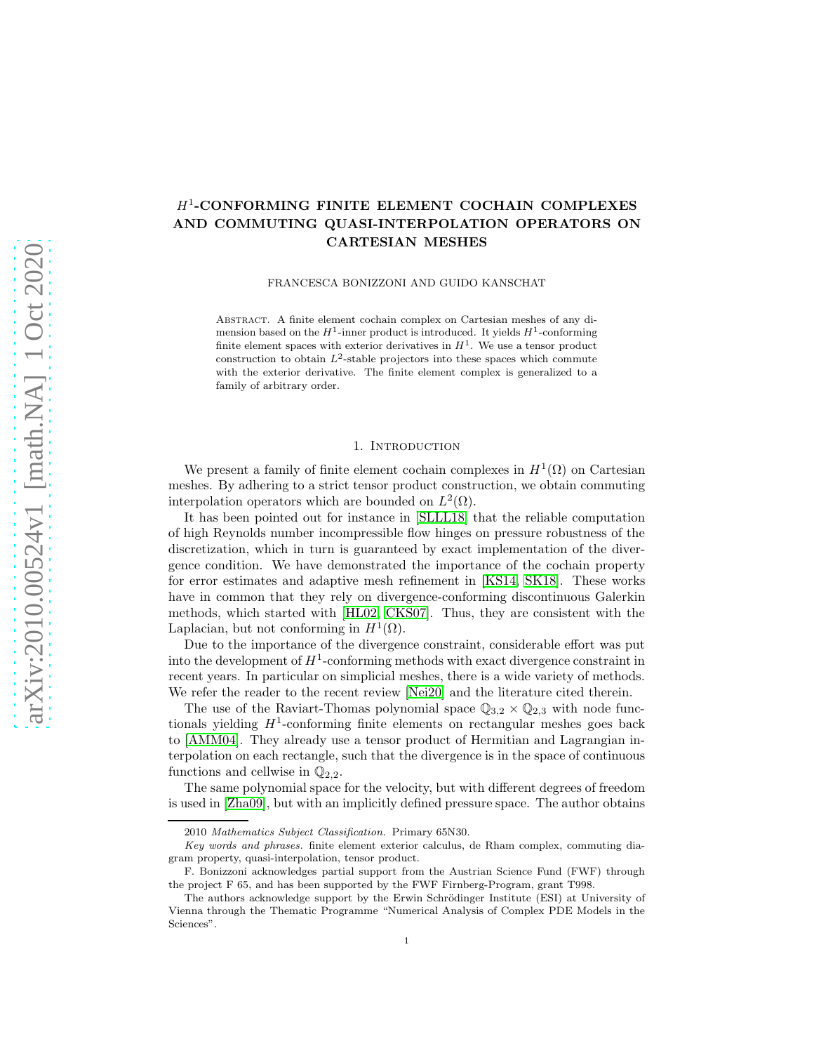# $H^1$-CONFORMING FINITE ELEMENT COCHAIN COMPLEXES AND COMMUTING QUASI-INTERPOLATION OPERATORS ON CARTESIAN MESHES

FRANCESCA BONIZZONI AND GUIDO KANSCHAT

Abstract. A finite element cochain complex on Cartesian meshes of any dimension based on the $H^1$-inner product is introduced. It yields $H^1$-conforming finite element spaces with exterior derivatives in $H^1$. We use a tensor product construction to obtain $L^2$-stable projectors into these spaces which commute with the exterior derivative. The finite element complex is generalized to a family of arbitrary order.

## 1. Introduction

We present a family of finite element cochain complexes in $H^1(\Omega)$ on Cartesian meshes. By adhering to a strict tensor product construction, we obtain commuting interpolation operators which are bounded on $L^2(\Omega)$.

It has been pointed out for instance in [SLLL18] that the reliable computation of high Reynolds number incompressible flow hinges on pressure robustness of the discretization, which in turn is guaranteed by exact implementation of the divergence condition. We have demonstrated the importance of the cochain property for error estimates and adaptive mesh refinement in [KS14, SK18]. These works have in common that they rely on divergence-conforming discontinuous Galerkin methods, which started with [HL02, CKS07]. Thus, they are consistent with the Laplacian, but not conforming in $H^1(\Omega)$.

Due to the importance of the divergence constraint, considerable effort was put into the development of $H^1$-conforming methods with exact divergence constraint in recent years. In particular on simplicial meshes, there is a wide variety of methods. We refer the reader to the recent review [Nei20] and the literature cited therein.

The use of the Raviart-Thomas polynomial space $\mathbb{Q}_{3,2} \times \mathbb{Q}_{2,3}$ with node functionals yielding $H^1$-conforming finite elements on rectangular meshes goes back to [AMM04]. They already use a tensor product of Hermitian and Lagrangian interpolation on each rectangle, such that the divergence is in the space of continuous functions and cellwise in $\mathbb{Q}_{2,2}$.

The same polynomial space for the velocity, but with different degrees of freedom is used in [Zha09], but with an implicitly defined pressure space. The author obtains

2010 *Mathematics Subject Classification.* Primary 65N30.

*Key words and phrases.* finite element exterior calculus, de Rham complex, commuting diagram property, quasi-interpolation, tensor product.

F. Bonizzoni acknowledges partial support from the Austrian Science Fund (FWF) through the project F 65, and has been supported by the FWF Firnberg-Program, grant T998.

The authors acknowledge support by the Erwin Schrödinger Institute (ESI) at University of Vienna through the Thematic Programme "Numerical Analysis of Complex PDE Models in the Sciences".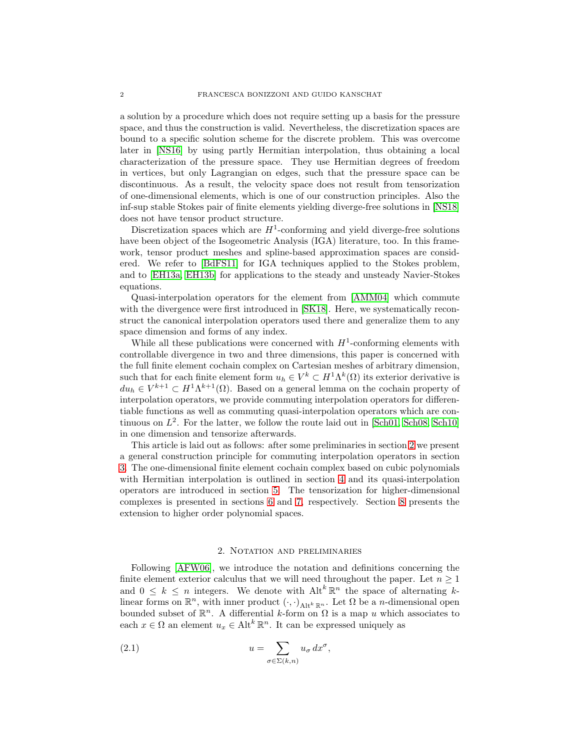a solution by a procedure which does not require setting up a basis for the pressure space, and thus the construction is valid. Nevertheless, the discretization spaces are bound to a specific solution scheme for the discrete problem. This was overcome later in [NS16] by using partly Hermitian interpolation, thus obtaining a local characterization of the pressure space. They use Hermitian degrees of freedom in vertices, but only Lagrangian on edges, such that the pressure space can be discontinuous. As a result, the velocity space does not result from tensorization of one-dimensional elements, which is one of our construction principles. Also the inf-sup stable Stokes pair of finite elements yielding diverge-free solutions in [NS18] does not have tensor product structure.

Discretization spaces which are $H^1$-conforming and yield diverge-free solutions have been object of the Isogeometric Analysis (IGA) literature, too. In this framework, tensor product meshes and spline-based approximation spaces are considered. We refer to [BdFS11] for IGA techniques applied to the Stokes problem, and to [EH13a, EH13b] for applications to the steady and unsteady Navier-Stokes equations.

Quasi-interpolation operators for the element from [AMM04] which commute with the divergence were first introduced in [SK18]. Here, we systematically reconstruct the canonical interpolation operators used there and generalize them to any space dimension and forms of any index.

While all these publications were concerned with $H^1$-conforming elements with controllable divergence in two and three dimensions, this paper is concerned with the full finite element cochain complex on Cartesian meshes of arbitrary dimension, such that for each finite element form $u_h \in V^k \subset H^1\Lambda^k(\Omega)$ its exterior derivative is $du_h \in V^{k+1} \subset H^1\Lambda^{k+1}(\Omega)$. Based on a general lemma on the cochain property of interpolation operators, we provide commuting interpolation operators for differentiable functions as well as commuting quasi-interpolation operators which are continuous on $L^2$. For the latter, we follow the route laid out in [Sch01, Sch08, Sch10] in one dimension and tensorize afterwards.

This article is laid out as follows: after some preliminaries in section 2 we present a general construction principle for commuting interpolation operators in section 3. The one-dimensional finite element cochain complex based on cubic polynomials with Hermitian interpolation is outlined in section 4 and its quasi-interpolation operators are introduced in section 5. The tensorization for higher-dimensional complexes is presented in sections 6 and 7, respectively. Section 8 presents the extension to higher order polynomial spaces.

## 2. Notation and preliminaries

Following [AFW06], we introduce the notation and definitions concerning the finite element exterior calculus that we will need throughout the paper. Let $n \geq 1$ and $0 \leq k \leq n$ integers. We denote with $\operatorname{Alt}^k \mathbb{R}^n$ the space of alternating $k$-linear forms on $\mathbb{R}^n$, with inner product $(\cdot,\cdot)_{\operatorname{Alt}^k \mathbb{R}^n}$. Let $\Omega$ be a $n$-dimensional open bounded subset of $\mathbb{R}^n$. A differential $k$-form on $\Omega$ is a map $u$ which associates to each $x \in \Omega$ an element $u_x \in \operatorname{Alt}^k \mathbb{R}^n$. It can be expressed uniquely as

$$u = \sum_{\sigma \in \Sigma(k,n)} u_\sigma \, dx^\sigma, \tag{2.1}$$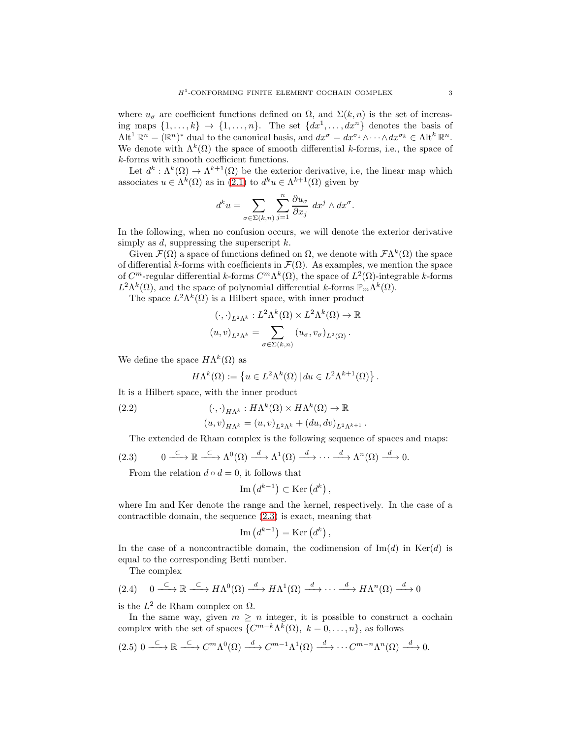where $u_\sigma$ are coefficient functions defined on $\Omega$, and $\Sigma(k, n)$ is the set of increasing maps $\{1, \dots, k\} \to \{1, \dots, n\}$. The set $\{dx^1, \dots, dx^n\}$ denotes the basis of $\operatorname{Alt}^1 \mathbb{R}^n = (\mathbb{R}^n)^*$ dual to the canonical basis, and $dx^\sigma = dx^{\sigma_1} \wedge \cdots \wedge dx^{\sigma_k} \in \operatorname{Alt}^k \mathbb{R}^n$. We denote with $\Lambda^k(\Omega)$ the space of smooth differential $k$-forms, i.e., the space of $k$-forms with smooth coefficient functions.

Let $d^k : \Lambda^k(\Omega) \to \Lambda^{k+1}(\Omega)$ be the exterior derivative, i.e, the linear map which associates $u \in \Lambda^k(\Omega)$ as in (2.1) to $d^k u \in \Lambda^{k+1}(\Omega)$ given by

$$d^k u = \sum_{\sigma \in \Sigma(k,n)} \sum_{j=1}^{n} \frac{\partial u_\sigma}{\partial x_j} \, dx^j \wedge dx^\sigma.$$

In the following, when no confusion occurs, we will denote the exterior derivative simply as $d$, suppressing the superscript $k$.

Given $\mathcal{F}(\Omega)$ a space of functions defined on $\Omega$, we denote with $\mathcal{F}\Lambda^k(\Omega)$ the space of differential $k$-forms with coefficients in $\mathcal{F}(\Omega)$. As examples, we mention the space of $C^m$-regular differential $k$-forms $C^m\Lambda^k(\Omega)$, the space of $L^2(\Omega)$-integrable $k$-forms $L^2\Lambda^k(\Omega)$, and the space of polynomial differential $k$-forms $\mathbb{P}_m\Lambda^k(\Omega)$.

The space $L^2\Lambda^k(\Omega)$ is a Hilbert space, with inner product

$$\begin{aligned} (\cdot,\cdot)_{L^2\Lambda^k} &: L^2\Lambda^k(\Omega) \times L^2\Lambda^k(\Omega) \to \mathbb{R} \\ (u, v)_{L^2\Lambda^k} &= \sum_{\sigma \in \Sigma(k,n)} (u_\sigma, v_\sigma)_{L^2(\Omega)}. \end{aligned}$$

We define the space $H\Lambda^k(\Omega)$ as

$$H\Lambda^k(\Omega) := \left\{ u \in L^2\Lambda^k(\Omega) \,|\, du \in L^2\Lambda^{k+1}(\Omega) \right\}.$$

It is a Hilbert space, with the inner product

$$\begin{aligned} (\cdot,\cdot)_{H\Lambda^k} &: H\Lambda^k(\Omega) \times H\Lambda^k(\Omega) \to \mathbb{R} \\ (u, v)_{H\Lambda^k} &= (u, v)_{L^2\Lambda^k} + (du, dv)_{L^2\Lambda^{k+1}}. \end{aligned} \tag{2.2}$$

The extended de Rham complex is the following sequence of spaces and maps:

$$0 \xrightarrow{\subset} \mathbb{R} \xrightarrow{\subset} \Lambda^0(\Omega) \xrightarrow{d} \Lambda^1(\Omega) \xrightarrow{d} \cdots \xrightarrow{d} \Lambda^n(\Omega) \xrightarrow{d} 0. \tag{2.3}$$

From the relation $d \circ d = 0$, it follows that

$$\operatorname{Im}\left(d^{k-1}\right) \subset \operatorname{Ker}\left(d^k\right),$$

where Im and Ker denote the range and the kernel, respectively. In the case of a contractible domain, the sequence (2.3) is exact, meaning that

$$\operatorname{Im}\left(d^{k-1}\right) = \operatorname{Ker}\left(d^k\right),$$

In the case of a noncontractible domain, the codimension of $\operatorname{Im}(d)$ in $\operatorname{Ker}(d)$ is equal to the corresponding Betti number.

The complex

$$0 \xrightarrow{\subset} \mathbb{R} \xrightarrow{\subset} H\Lambda^0(\Omega) \xrightarrow{d} H\Lambda^1(\Omega) \xrightarrow{d} \cdots \xrightarrow{d} H\Lambda^n(\Omega) \xrightarrow{d} 0 \tag{2.4}$$

is the $L^2$ de Rham complex on $\Omega$.

In the same way, given $m \geq n$ integer, it is possible to construct a cochain complex with the set of spaces $\{C^{m-k}\Lambda^k(\Omega),\ k = 0, \dots, n\}$, as follows

$$0 \xrightarrow{\subset} \mathbb{R} \xrightarrow{\subset} C^m\Lambda^0(\Omega) \xrightarrow{d} C^{m-1}\Lambda^1(\Omega) \xrightarrow{d} \cdots C^{m-n}\Lambda^n(\Omega) \xrightarrow{d} 0. \tag{2.5}$$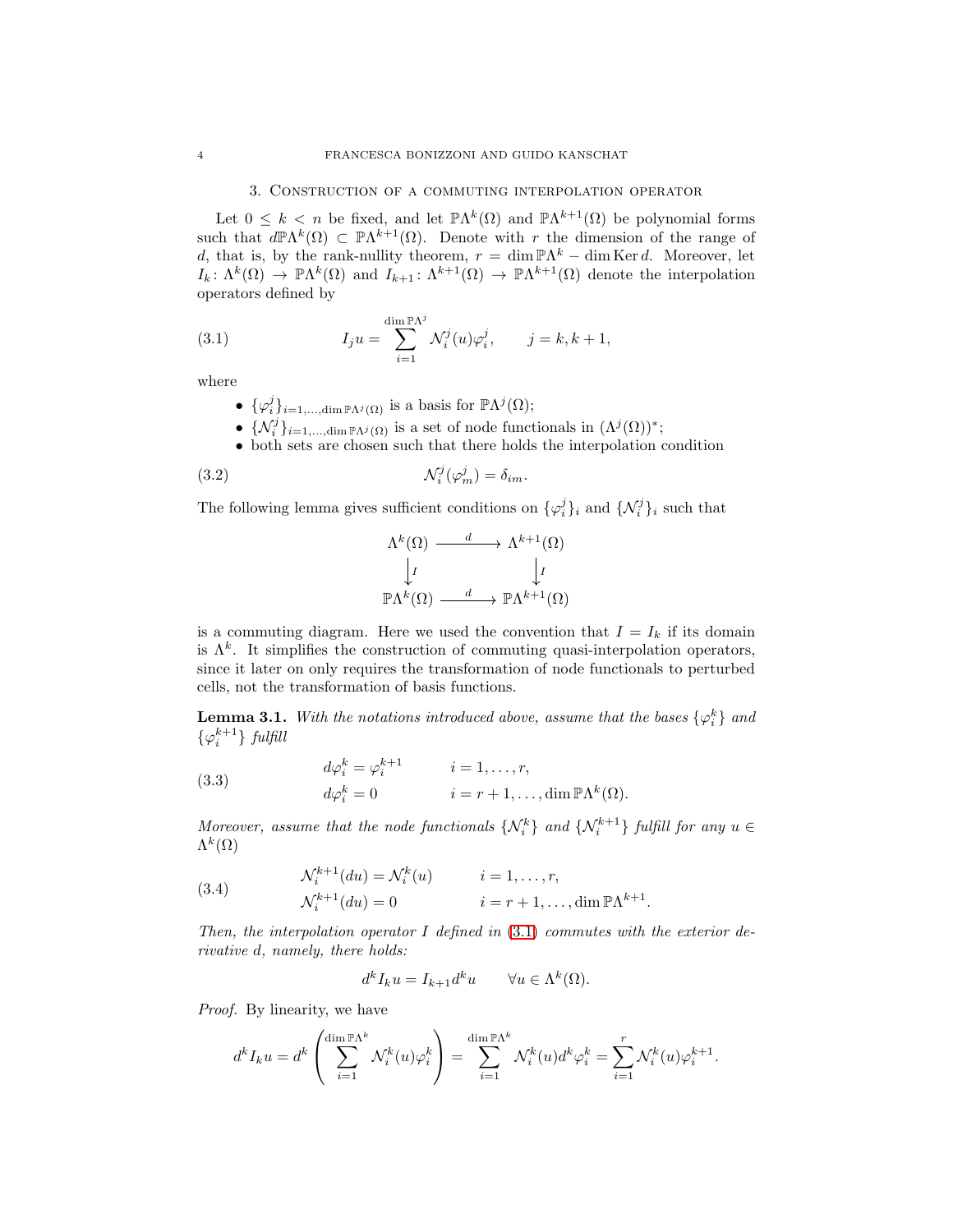## 3. Construction of a commuting interpolation operator

Let $0 \leq k < n$ be fixed, and let $\mathbb{P}\Lambda^k(\Omega)$ and $\mathbb{P}\Lambda^{k+1}(\Omega)$ be polynomial forms such that $d\mathbb{P}\Lambda^k(\Omega) \subset \mathbb{P}\Lambda^{k+1}(\Omega)$. Denote with $r$ the dimension of the range of $d$, that is, by the rank-nullity theorem, $r = \dim \mathbb{P}\Lambda^k - \dim \operatorname{Ker} d$. Moreover, let $I_k \colon \Lambda^k(\Omega) \to \mathbb{P}\Lambda^k(\Omega)$ and $I_{k+1} \colon \Lambda^{k+1}(\Omega) \to \mathbb{P}\Lambda^{k+1}(\Omega)$ denote the interpolation operators defined by

$$I_j u = \sum_{i=1}^{\dim \mathbb{P}\Lambda^j} \mathcal{N}_i^j(u)\varphi_i^j, \qquad j = k, k+1, \tag{3.1}$$

where

- $\{\varphi_i^j\}_{i=1,\dots,\dim \mathbb{P}\Lambda^j(\Omega)}$ is a basis for $\mathbb{P}\Lambda^j(\Omega)$;
- $\{\mathcal{N}_i^j\}_{i=1,\dots,\dim \mathbb{P}\Lambda^j(\Omega)}$ is a set of node functionals in $(\Lambda^j(\Omega))^*$;
- both sets are chosen such that there holds the interpolation condition

$$\mathcal{N}_i^j(\varphi_m^j) = \delta_{im}. \tag{3.2}$$

The following lemma gives sufficient conditions on $\{\varphi_i^j\}_i$ and $\{\mathcal{N}_i^j\}_i$ such that

$$\begin{array}{ccc}
\Lambda^k(\Omega) & \xrightarrow{\quad d \quad} & \Lambda^{k+1}(\Omega) \\
\big\downarrow I & & \big\downarrow I \\
\mathbb{P}\Lambda^k(\Omega) & \xrightarrow{\quad d \quad} & \mathbb{P}\Lambda^{k+1}(\Omega)
\end{array}$$

is a commuting diagram. Here we used the convention that $I = I_k$ if its domain is $\Lambda^k$. It simplifies the construction of commuting quasi-interpolation operators, since it later on only requires the transformation of node functionals to perturbed cells, not the transformation of basis functions.

**Lemma 3.1.** *With the notations introduced above, assume that the bases $\{\varphi_i^k\}$ and $\{\varphi_i^{k+1}\}$ fulfill*

$$\begin{aligned}
d\varphi_i^k &= \varphi_i^{k+1} \qquad & i &= 1, \dots, r, \\
d\varphi_i^k &= 0 \qquad & i &= r+1, \dots, \dim \mathbb{P}\Lambda^k(\Omega).
\end{aligned} \tag{3.3}$$

*Moreover, assume that the node functionals $\{\mathcal{N}_i^k\}$ and $\{\mathcal{N}_i^{k+1}\}$ fulfill for any $u \in \Lambda^k(\Omega)$*

$$\begin{aligned}
\mathcal{N}_i^{k+1}(du) &= \mathcal{N}_i^k(u) \qquad & i &= 1, \dots, r, \\
\mathcal{N}_i^{k+1}(du) &= 0 \qquad & i &= r+1, \dots, \dim \mathbb{P}\Lambda^{k+1}.
\end{aligned} \tag{3.4}$$

*Then, the interpolation operator $I$ defined in (3.1) commutes with the exterior derivative $d$, namely, there holds:*

$$d^k I_k u = I_{k+1} d^k u \qquad \forall u \in \Lambda^k(\Omega).$$

*Proof.* By linearity, we have

$$d^k I_k u = d^k \left( \sum_{i=1}^{\dim \mathbb{P}\Lambda^k} \mathcal{N}_i^k(u)\varphi_i^k \right) = \sum_{i=1}^{\dim \mathbb{P}\Lambda^k} \mathcal{N}_i^k(u) d^k \varphi_i^k = \sum_{i=1}^{r} \mathcal{N}_i^k(u)\varphi_i^{k+1}.$$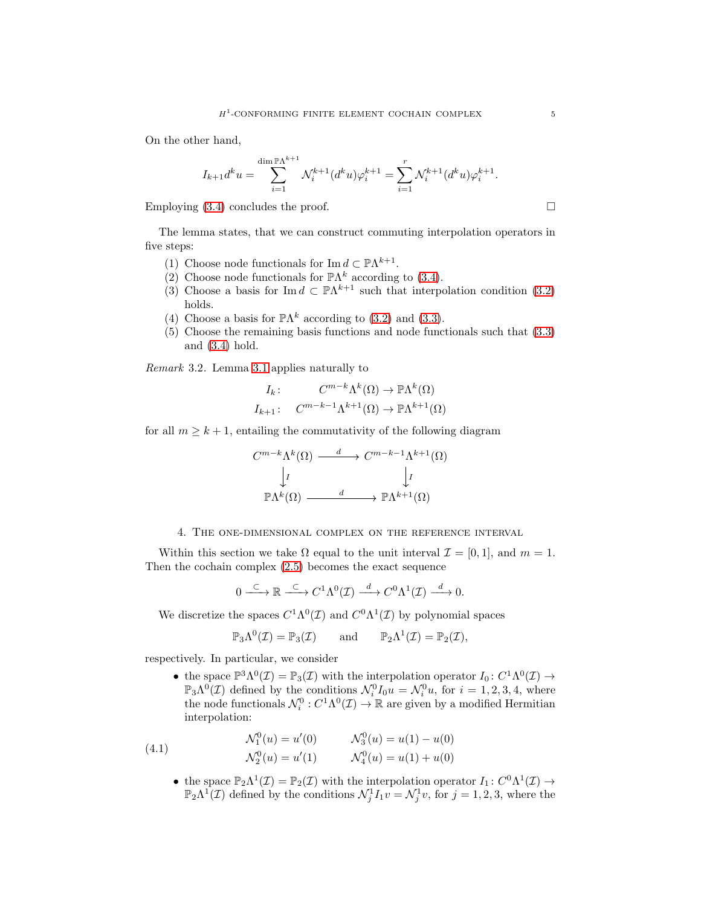On the other hand,

$$I_{k+1} d^k u = \sum_{i=1}^{\dim \mathbb{P}\Lambda^{k+1}} \mathcal{N}_i^{k+1}(d^k u) \varphi_i^{k+1} = \sum_{i=1}^{r} \mathcal{N}_i^{k+1}(d^k u) \varphi_i^{k+1}.$$

Employing (3.4) concludes the proof. $\square$

The lemma states, that we can construct commuting interpolation operators in five steps:

1. Choose node functionals for $\operatorname{Im} d \subset \mathbb{P}\Lambda^{k+1}$.
2. Choose node functionals for $\mathbb{P}\Lambda^k$ according to (3.4).
3. Choose a basis for $\operatorname{Im} d \subset \mathbb{P}\Lambda^{k+1}$ such that interpolation condition (3.2) holds.
4. Choose a basis for $\mathbb{P}\Lambda^k$ according to (3.2) and (3.3).
5. Choose the remaining basis functions and node functionals such that (3.3) and (3.4) hold.

*Remark* 3.2. Lemma 3.1 applies naturally to

$$\begin{aligned} I_k &: \quad C^{m-k}\Lambda^k(\Omega) \to \mathbb{P}\Lambda^k(\Omega) \\ I_{k+1} &: \quad C^{m-k-1}\Lambda^{k+1}(\Omega) \to \mathbb{P}\Lambda^{k+1}(\Omega) \end{aligned}$$

for all $m \geq k+1$, entailing the commutativity of the following diagram

$$\begin{array}{ccc} C^{m-k}\Lambda^k(\Omega) & \xrightarrow{\ d\ } & C^{m-k-1}\Lambda^{k+1}(\Omega) \\ \downarrow I & & \downarrow I \\ \mathbb{P}\Lambda^k(\Omega) & \xrightarrow{\ d\ } & \mathbb{P}\Lambda^{k+1}(\Omega) \end{array}$$

## 4. The one-dimensional complex on the reference interval

Within this section we take $\Omega$ equal to the unit interval $\mathcal{I} = [0,1]$, and $m = 1$. Then the cochain complex (2.5) becomes the exact sequence

$$0 \xrightarrow{\ \subset\ } \mathbb{R} \xrightarrow{\ \subset\ } C^1\Lambda^0(\mathcal{I}) \xrightarrow{\ d\ } C^0\Lambda^1(\mathcal{I}) \xrightarrow{\ d\ } 0.$$

We discretize the spaces $C^1\Lambda^0(\mathcal{I})$ and $C^0\Lambda^1(\mathcal{I})$ by polynomial spaces

$$\mathbb{P}_3\Lambda^0(\mathcal{I}) = \mathbb{P}_3(\mathcal{I}) \qquad \text{and} \qquad \mathbb{P}_2\Lambda^1(\mathcal{I}) = \mathbb{P}_2(\mathcal{I}),$$

respectively. In particular, we consider

- the space $\mathbb{P}^3\Lambda^0(\mathcal{I}) = \mathbb{P}_3(\mathcal{I})$ with the interpolation operator $I_0 \colon C^1\Lambda^0(\mathcal{I}) \to \mathbb{P}_3\Lambda^0(\mathcal{I})$ defined by the conditions $\mathcal{N}_i^0 I_0 u = \mathcal{N}_i^0 u$, for $i = 1,2,3,4$, where the node functionals $\mathcal{N}_i^0 : C^1\Lambda^0(\mathcal{I}) \to \mathbb{R}$ are given by a modified Hermitian interpolation:

$$\begin{aligned} \mathcal{N}_1^0(u) &= u'(0) \qquad & \mathcal{N}_3^0(u) &= u(1) - u(0) \\ \mathcal{N}_2^0(u) &= u'(1) \qquad & \mathcal{N}_4^0(u) &= u(1) + u(0) \end{aligned} \tag{4.1}$$

- the space $\mathbb{P}_2\Lambda^1(\mathcal{I}) = \mathbb{P}_2(\mathcal{I})$ with the interpolation operator $I_1 \colon C^0\Lambda^1(\mathcal{I}) \to \mathbb{P}_2\Lambda^1(\mathcal{I})$ defined by the conditions $\mathcal{N}_j^1 I_1 v = \mathcal{N}_j^1 v$, for $j = 1,2,3$, where the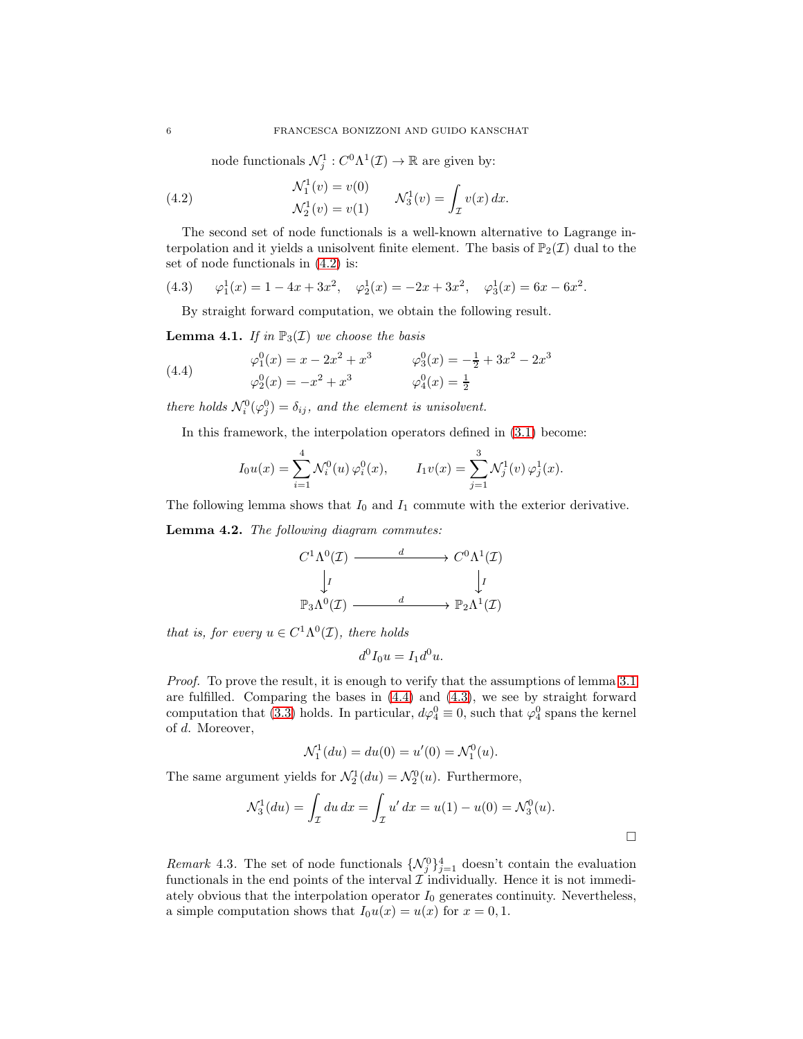node functionals $\mathcal{N}_j^1 : C^0\Lambda^1(\mathcal{I}) \to \mathbb{R}$ are given by:

$$
\begin{aligned}
\mathcal{N}_1^1(v) &= v(0) \\
\mathcal{N}_2^1(v) &= v(1)
\end{aligned}
\qquad \mathcal{N}_3^1(v) = \int_{\mathcal{I}} v(x)\,dx. \tag{4.2}
$$

The second set of node functionals is a well-known alternative to Lagrange interpolation and it yields a unisolvent finite element. The basis of $\mathbb{P}_2(\mathcal{I})$ dual to the set of node functionals in (4.2) is:

$$
\varphi_1^1(x) = 1 - 4x + 3x^2, \quad \varphi_2^1(x) = -2x + 3x^2, \quad \varphi_3^1(x) = 6x - 6x^2. \tag{4.3}
$$

By straight forward computation, we obtain the following result.

**Lemma 4.1.** *If in $\mathbb{P}_3(\mathcal{I})$ we choose the basis*

$$
\begin{aligned}
\varphi_1^0(x) &= x - 2x^2 + x^3 & \qquad \varphi_3^0(x) &= -\tfrac{1}{2} + 3x^2 - 2x^3 \\
\varphi_2^0(x) &= -x^2 + x^3 & \qquad \varphi_4^0(x) &= \tfrac{1}{2}
\end{aligned} \tag{4.4}
$$

*there holds $\mathcal{N}_i^0(\varphi_j^0) = \delta_{ij}$, and the element is unisolvent.*

In this framework, the interpolation operators defined in (3.1) become:

$$
I_0 u(x) = \sum_{i=1}^{4} \mathcal{N}_i^0(u)\,\varphi_i^0(x), \qquad I_1 v(x) = \sum_{j=1}^{3} \mathcal{N}_j^1(v)\,\varphi_j^1(x).
$$

The following lemma shows that $I_0$ and $I_1$ commute with the exterior derivative.

**Lemma 4.2.** *The following diagram commutes:*

$$
\begin{array}{ccc}
C^1\Lambda^0(\mathcal{I}) & \xrightarrow{\quad d \quad} & C^0\Lambda^1(\mathcal{I}) \\
\big\downarrow I & & \big\downarrow I \\
\mathbb{P}_3\Lambda^0(\mathcal{I}) & \xrightarrow{\quad d \quad} & \mathbb{P}_2\Lambda^1(\mathcal{I})
\end{array}
$$

*that is, for every $u \in C^1\Lambda^0(\mathcal{I})$, there holds*

$$
d^0 I_0 u = I_1 d^0 u.
$$

*Proof.* To prove the result, it is enough to verify that the assumptions of lemma 3.1 are fulfilled. Comparing the bases in (4.4) and (4.3), we see by straight forward computation that (3.3) holds. In particular, $d\varphi_4^0 \equiv 0$, such that $\varphi_4^0$ spans the kernel of $d$. Moreover,

$$
\mathcal{N}_1^1(du) = du(0) = u'(0) = \mathcal{N}_1^0(u).
$$

The same argument yields for $\mathcal{N}_2^1(du) = \mathcal{N}_2^0(u)$. Furthermore,

$$
\mathcal{N}_3^1(du) = \int_{\mathcal{I}} du\,dx = \int_{\mathcal{I}} u'\,dx = u(1) - u(0) = \mathcal{N}_3^0(u).
$$

□

*Remark* 4.3. The set of node functionals $\{\mathcal{N}_j^0\}_{j=1}^4$ doesn't contain the evaluation functionals in the end points of the interval $\mathcal{I}$ individually. Hence it is not immediately obvious that the interpolation operator $I_0$ generates continuity. Nevertheless, a simple computation shows that $I_0 u(x) = u(x)$ for $x = 0, 1$.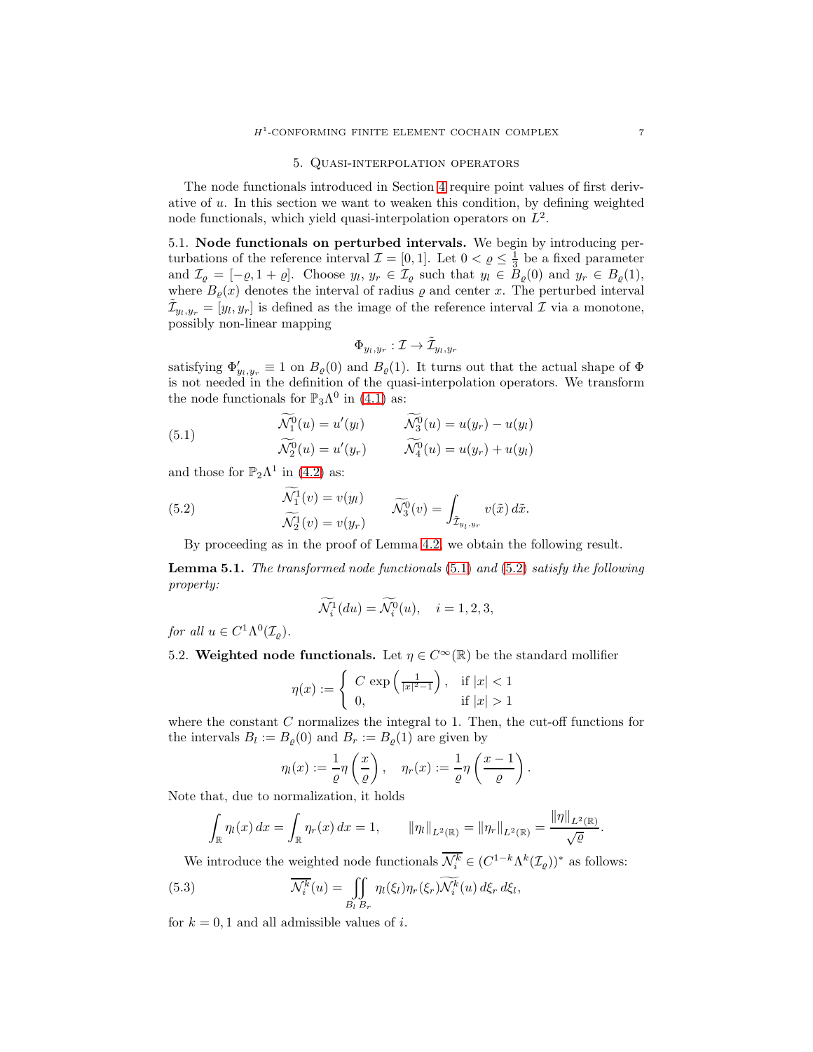## 5. Quasi-interpolation operators

The node functionals introduced in Section 4 require point values of first derivative of $u$. In this section we want to weaken this condition, by defining weighted node functionals, which yield quasi-interpolation operators on $L^2$.

### 5.1. Node functionals on perturbed intervals.

We begin by introducing perturbations of the reference interval $\mathcal{I} = [0, 1]$. Let $0 < \varrho \leq \frac{1}{3}$ be a fixed parameter and $\mathcal{I}_\varrho = [-\varrho, 1 + \varrho]$. Choose $y_l$, $y_r \in \mathcal{I}_\varrho$ such that $y_l \in B_\varrho(0)$ and $y_r \in B_\varrho(1)$, where $B_\varrho(x)$ denotes the interval of radius $\varrho$ and center $x$. The perturbed interval $\tilde{\mathcal{I}}_{y_l,y_r} = [y_l, y_r]$ is defined as the image of the reference interval $\mathcal{I}$ via a monotone, possibly non-linear mapping

$$\Phi_{y_l,y_r} : \mathcal{I} \to \tilde{\mathcal{I}}_{y_l,y_r}$$

satisfying $\Phi'_{y_l,y_r} \equiv 1$ on $B_\varrho(0)$ and $B_\varrho(1)$. It turns out that the actual shape of $\Phi$ is not needed in the definition of the quasi-interpolation operators. We transform the node functionals for $\mathbb{P}_3\Lambda^0$ in (4.1) as:

$$\begin{aligned}
\widetilde{\mathcal{N}_1^0}(u) &= u'(y_l) \qquad & \widetilde{\mathcal{N}_3^0}(u) &= u(y_r) - u(y_l) \\
\widetilde{\mathcal{N}_2^0}(u) &= u'(y_r) \qquad & \widetilde{\mathcal{N}_4^0}(u) &= u(y_r) + u(y_l)
\end{aligned} \tag{5.1}$$

and those for $\mathbb{P}_2\Lambda^1$ in (4.2) as:

$$\begin{aligned}
\widetilde{\mathcal{N}_1^1}(v) &= v(y_l) \qquad & \widetilde{\mathcal{N}_3^0}(v) &= \int_{\tilde{\mathcal{I}}_{y_l,y_r}} v(\tilde{x})\, d\tilde{x}. \\
\widetilde{\mathcal{N}_2^1}(v) &= v(y_r)
\end{aligned} \tag{5.2}$$

By proceeding as in the proof of Lemma 4.2, we obtain the following result.

**Lemma 5.1.** *The transformed node functionals* (5.1) *and* (5.2) *satisfy the following property:*

$$\widetilde{\mathcal{N}_i^1}(du) = \widetilde{\mathcal{N}_i^0}(u), \quad i = 1, 2, 3,$$

*for all* $u \in C^1\Lambda^0(\mathcal{I}_\varrho)$.

### 5.2. Weighted node functionals.

Let $\eta \in C^\infty(\mathbb{R})$ be the standard mollifier

$$\eta(x) := \begin{cases} C \exp\left(\frac{1}{|x|^2 - 1}\right), & \text{if } |x| < 1 \\ 0, & \text{if } |x| > 1 \end{cases}$$

where the constant $C$ normalizes the integral to 1. Then, the cut-off functions for the intervals $B_l := B_\varrho(0)$ and $B_r := B_\varrho(1)$ are given by

$$\eta_l(x) := \frac{1}{\varrho}\eta\left(\frac{x}{\varrho}\right), \quad \eta_r(x) := \frac{1}{\varrho}\eta\left(\frac{x-1}{\varrho}\right).$$

Note that, due to normalization, it holds

$$\int_{\mathbb{R}} \eta_l(x)\, dx = \int_{\mathbb{R}} \eta_r(x)\, dx = 1, \qquad \|\eta_l\|_{L^2(\mathbb{R})} = \|\eta_r\|_{L^2(\mathbb{R})} = \frac{\|\eta\|_{L^2(\mathbb{R})}}{\sqrt{\varrho}}.$$

We introduce the weighted node functionals $\overline{\mathcal{N}_i^k} \in (C^{1-k}\Lambda^k(\mathcal{I}_\varrho))^*$ as follows:

$$\overline{\mathcal{N}_i^k}(u) = \iint\limits_{B_l\, B_r} \eta_l(\xi_l)\eta_r(\xi_r)\widetilde{\mathcal{N}_i^k}(u)\, d\xi_r\, d\xi_l, \tag{5.3}$$

for $k = 0, 1$ and all admissible values of $i$.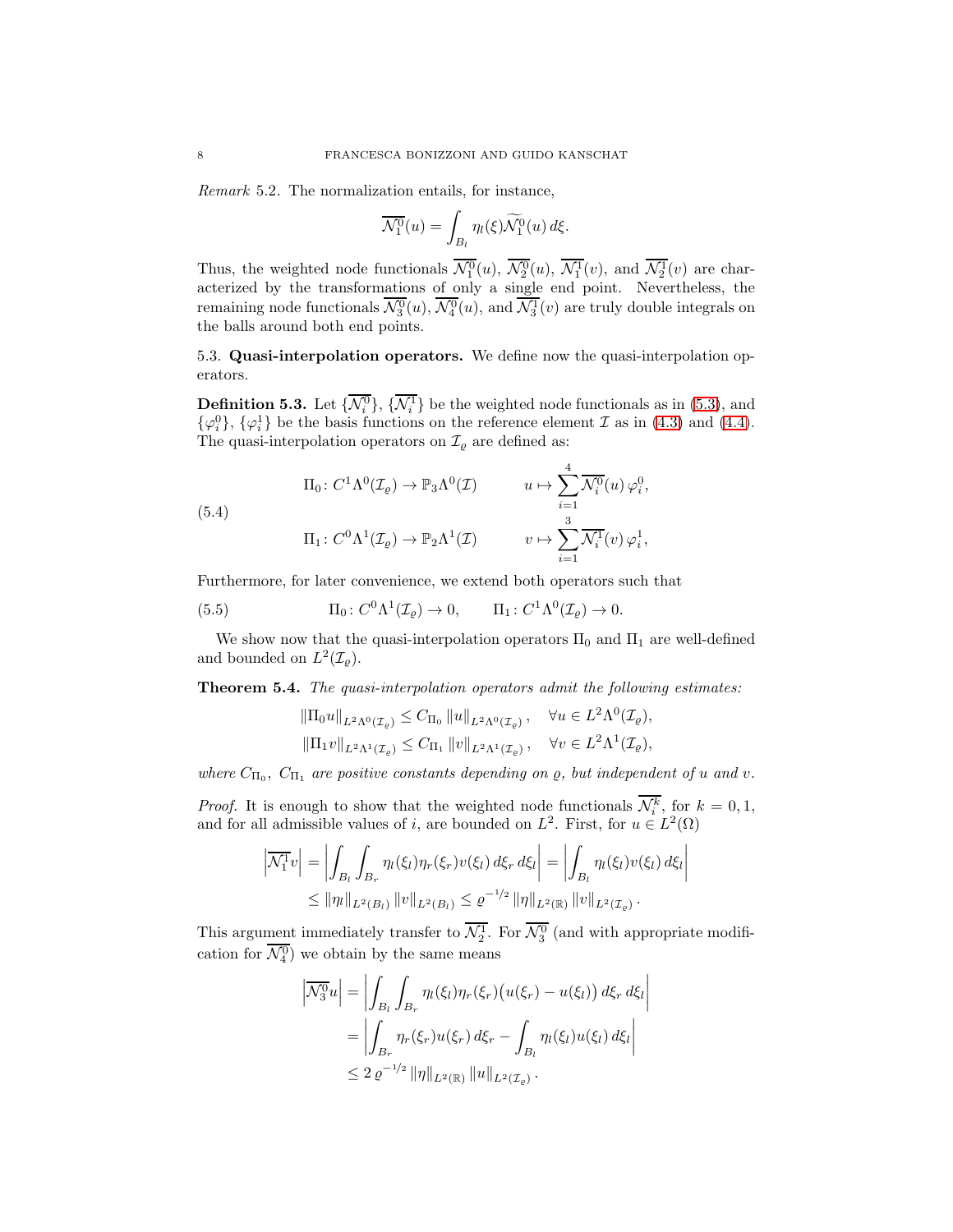*Remark* 5.2. The normalization entails, for instance,

$$\overline{\mathcal{N}_1^0}(u) = \int_{B_l} \eta_l(\xi) \widetilde{\mathcal{N}_1^0}(u)\, d\xi.$$

Thus, the weighted node functionals $\overline{\mathcal{N}_1^0}(u)$, $\overline{\mathcal{N}_2^0}(u)$, $\overline{\mathcal{N}_1^1}(v)$, and $\overline{\mathcal{N}_2^1}(v)$ are characterized by the transformations of only a single end point. Nevertheless, the remaining node functionals $\overline{\mathcal{N}_3^0}(u)$, $\overline{\mathcal{N}_4^0}(u)$, and $\overline{\mathcal{N}_3^1}(v)$ are truly double integrals on the balls around both end points.

### 5.3. Quasi-interpolation operators.

We define now the quasi-interpolation operators.

**Definition 5.3.** *Let $\{\overline{\mathcal{N}_i^0}\}$, $\{\overline{\mathcal{N}_i^1}\}$ be the weighted node functionals as in (5.3), and $\{\varphi_i^0\}$, $\{\varphi_i^1\}$ be the basis functions on the reference element $\mathcal{I}$ as in (4.3) and (4.4). The quasi-interpolation operators on $\mathcal{I}_\varrho$ are defined as:*

$$\begin{aligned}
&\Pi_0 \colon C^1\Lambda^0(\mathcal{I}_\varrho) \to \mathbb{P}_3\Lambda^0(\mathcal{I}) \qquad && u \mapsto \sum_{i=1}^{4} \overline{\mathcal{N}_i^0}(u)\, \varphi_i^0, \\
&\Pi_1 \colon C^0\Lambda^1(\mathcal{I}_\varrho) \to \mathbb{P}_2\Lambda^1(\mathcal{I}) \qquad && v \mapsto \sum_{i=1}^{3} \overline{\mathcal{N}_i^1}(v)\, \varphi_i^1,
\end{aligned} \tag{5.4}$$

Furthermore, for later convenience, we extend both operators such that

$$\Pi_0 \colon C^0\Lambda^1(\mathcal{I}_\varrho) \to 0, \qquad \Pi_1 \colon C^1\Lambda^0(\mathcal{I}_\varrho) \to 0. \tag{5.5}$$

We show now that the quasi-interpolation operators $\Pi_0$ and $\Pi_1$ are well-defined and bounded on $L^2(\mathcal{I}_\varrho)$.

**Theorem 5.4.** *The quasi-interpolation operators admit the following estimates:*

$$\begin{aligned}
\|\Pi_0 u\|_{L^2\Lambda^0(\mathcal{I}_\varrho)} &\le C_{\Pi_0} \|u\|_{L^2\Lambda^0(\mathcal{I}_\varrho)}, \quad && \forall u \in L^2\Lambda^0(\mathcal{I}_\varrho), \\
\|\Pi_1 v\|_{L^2\Lambda^1(\mathcal{I}_\varrho)} &\le C_{\Pi_1} \|v\|_{L^2\Lambda^1(\mathcal{I}_\varrho)}, \quad && \forall v \in L^2\Lambda^1(\mathcal{I}_\varrho),
\end{aligned}$$

*where $C_{\Pi_0}$, $C_{\Pi_1}$ are positive constants depending on $\varrho$, but independent of $u$ and $v$.*

*Proof.* It is enough to show that the weighted node functionals $\overline{\mathcal{N}_i^k}$, for $k = 0, 1$, and for all admissible values of $i$, are bounded on $L^2$. First, for $u \in L^2(\Omega)$

$$\begin{aligned}
\left|\overline{\mathcal{N}_1^1} v\right| &= \left| \int_{B_l} \int_{B_r} \eta_l(\xi_l)\eta_r(\xi_r) v(\xi_l)\, d\xi_r\, d\xi_l \right| = \left| \int_{B_l} \eta_l(\xi_l) v(\xi_l)\, d\xi_l \right| \\
&\le \|\eta_l\|_{L^2(B_l)} \|v\|_{L^2(B_l)} \le \varrho^{-1/2} \|\eta\|_{L^2(\mathbb{R})} \|v\|_{L^2(\mathcal{I}_\varrho)}.
\end{aligned}$$

This argument immediately transfer to $\overline{\mathcal{N}_2^1}$. For $\overline{\mathcal{N}_3^0}$ (and with appropriate modification for $\overline{\mathcal{N}_4^0}$) we obtain by the same means

$$\begin{aligned}
\left|\overline{\mathcal{N}_3^0} u\right| &= \left| \int_{B_l} \int_{B_r} \eta_l(\xi_l)\eta_r(\xi_r) \big(u(\xi_r) - u(\xi_l)\big)\, d\xi_r\, d\xi_l \right| \\
&= \left| \int_{B_r} \eta_r(\xi_r) u(\xi_r)\, d\xi_r - \int_{B_l} \eta_l(\xi_l) u(\xi_l)\, d\xi_l \right| \\
&\le 2\, \varrho^{-1/2} \|\eta\|_{L^2(\mathbb{R})} \|u\|_{L^2(\mathcal{I}_\varrho)}.
\end{aligned}$$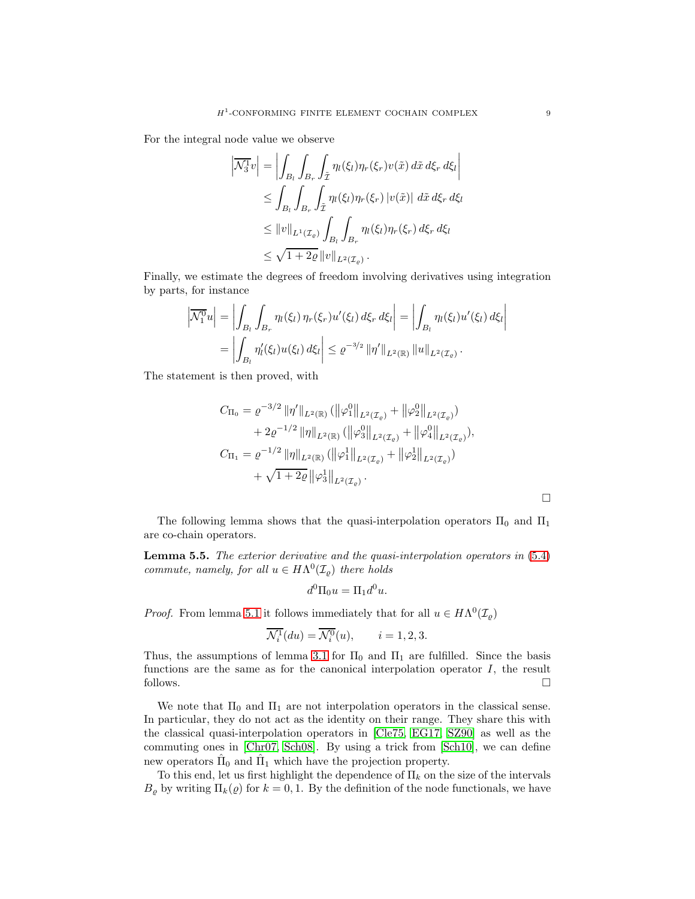For the integral node value we observe

$$
\begin{aligned}
\left|\overline{\mathcal{N}_3^1} v\right| &= \left| \int_{B_l} \int_{B_r} \int_{\tilde{\mathcal{I}}} \eta_l(\xi_l)\eta_r(\xi_r) v(\tilde{x})\, d\tilde{x}\, d\xi_r\, d\xi_l \right| \\
&\leq \int_{B_l} \int_{B_r} \int_{\tilde{\mathcal{I}}} \eta_l(\xi_l)\eta_r(\xi_r) \left| v(\tilde{x}) \right| \, d\tilde{x}\, d\xi_r\, d\xi_l \\
&\leq \|v\|_{L^1(\mathcal{I}_\varrho)} \int_{B_l} \int_{B_r} \eta_l(\xi_l)\eta_r(\xi_r)\, d\xi_r\, d\xi_l \\
&\leq \sqrt{1+2\varrho}\, \|v\|_{L^2(\mathcal{I}_\varrho)} .
\end{aligned}
$$

Finally, we estimate the degrees of freedom involving derivatives using integration by parts, for instance

$$
\begin{aligned}
\left|\overline{\mathcal{N}_1^0} u\right| &= \left| \int_{B_l} \int_{B_r} \eta_l(\xi_l)\, \eta_r(\xi_r) u'(\xi_l)\, d\xi_r\, d\xi_l \right| = \left| \int_{B_l} \eta_l(\xi_l) u'(\xi_l)\, d\xi_l \right| \\
&= \left| \int_{B_l} \eta_l'(\xi_l) u(\xi_l)\, d\xi_l \right| \leq \varrho^{-3/2} \left\| \eta' \right\|_{L^2(\mathbb{R})} \|u\|_{L^2(\mathcal{I}_\varrho)} .
\end{aligned}
$$

The statement is then proved, with

$$
\begin{aligned}
C_{\Pi_0} &= \varrho^{-3/2} \left\| \eta' \right\|_{L^2(\mathbb{R})} (\left\|\varphi_1^0\right\|_{L^2(\mathcal{I}_\varrho)} + \left\|\varphi_2^0\right\|_{L^2(\mathcal{I}_\varrho)}) \\
&\quad + 2\varrho^{-1/2} \left\| \eta \right\|_{L^2(\mathbb{R})} (\left\|\varphi_3^0\right\|_{L^2(\mathcal{I}_\varrho)} + \left\|\varphi_4^0\right\|_{L^2(\mathcal{I}_\varrho)}), \\
C_{\Pi_1} &= \varrho^{-1/2} \left\| \eta \right\|_{L^2(\mathbb{R})} (\left\|\varphi_1^1\right\|_{L^2(\mathcal{I}_\varrho)} + \left\|\varphi_2^1\right\|_{L^2(\mathcal{I}_\varrho)}) \\
&\quad + \sqrt{1+2\varrho} \left\|\varphi_3^1\right\|_{L^2(\mathcal{I}_\varrho)} .
\end{aligned}
$$

□

The following lemma shows that the quasi-interpolation operators $\Pi_0$ and $\Pi_1$ are co-chain operators.

**Lemma 5.5.** *The exterior derivative and the quasi-interpolation operators in (5.4) commute, namely, for all $u \in H\Lambda^0(\mathcal{I}_\varrho)$ there holds*

$$
d^0 \Pi_0 u = \Pi_1 d^0 u.
$$

*Proof.* From lemma 5.1 it follows immediately that for all $u \in H\Lambda^0(\mathcal{I}_\varrho)$

$$
\overline{\mathcal{N}_i^1}(du) = \overline{\mathcal{N}_i^0}(u), \qquad i = 1, 2, 3.
$$

Thus, the assumptions of lemma 3.1 for $\Pi_0$ and $\Pi_1$ are fulfilled. Since the basis functions are the same as for the canonical interpolation operator $I$, the result follows. □

We note that $\Pi_0$ and $\Pi_1$ are not interpolation operators in the classical sense. In particular, they do not act as the identity on their range. They share this with the classical quasi-interpolation operators in [Cle75, EG17, SZ90] as well as the commuting ones in [Chr07, Sch08]. By using a trick from [Sch10], we can define new operators $\hat{\Pi}_0$ and $\hat{\Pi}_1$ which have the projection property.

To this end, let us first highlight the dependence of $\Pi_k$ on the size of the intervals $B_\varrho$ by writing $\Pi_k(\varrho)$ for $k = 0, 1$. By the definition of the node functionals, we have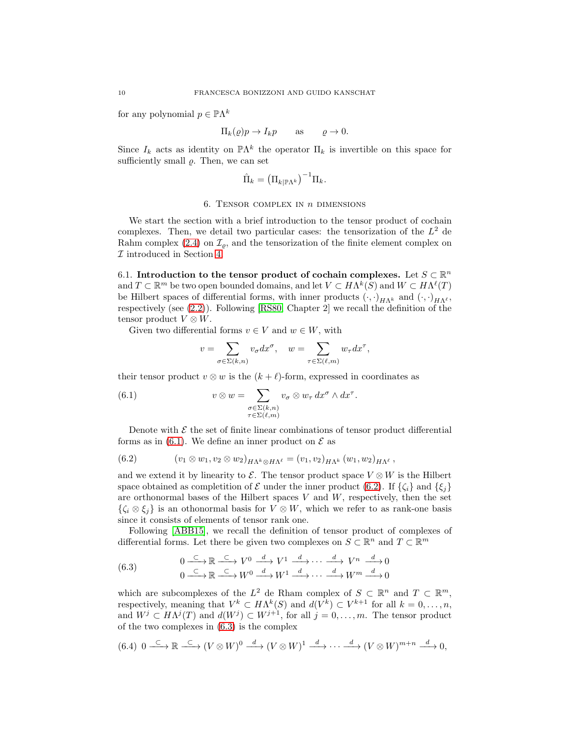for any polynomial $p \in \mathbb{P}\Lambda^k$

$$\Pi_k(\varrho)p \to I_k p \qquad \text{as} \qquad \varrho \to 0.$$

Since $I_k$ acts as identity on $\mathbb{P}\Lambda^k$ the operator $\Pi_k$ is invertible on this space for sufficiently small $\varrho$. Then, we can set

$$\hat{\Pi}_k = \left(\Pi_{k|\mathbb{P}\Lambda^k}\right)^{-1}\Pi_k.$$

## 6. Tensor complex in $n$ dimensions

We start the section with a brief introduction to the tensor product of cochain complexes. Then, we detail two particular cases: the tensorization of the $L^2$ de Rahm complex (2.4) on $\mathcal{I}_\varrho$, and the tensorization of the finite element complex on $\mathcal{I}$ introduced in Section 4.

**6.1. Introduction to the tensor product of cochain complexes.** Let $S \subset \mathbb{R}^n$ and $T \subset \mathbb{R}^m$ be two open bounded domains, and let $V \subset H\Lambda^k(S)$ and $W \subset H\Lambda^\ell(T)$ be Hilbert spaces of differential forms, with inner products $(\cdot,\cdot)_{H\Lambda^k}$ and $(\cdot,\cdot)_{H\Lambda^\ell}$, respectively (see (2.2)). Following [RS80, Chapter 2] we recall the definition of the tensor product $V \otimes W$.

Given two differential forms $v \in V$ and $w \in W$, with

$$v = \sum_{\sigma \in \Sigma(k,n)} v_\sigma dx^\sigma, \quad w = \sum_{\tau \in \Sigma(\ell,m)} w_\tau dx^\tau,$$

their tensor product $v \otimes w$ is the $(k+\ell)$-form, expressed in coordinates as

$$v \otimes w = \sum_{\substack{\sigma \in \Sigma(k,n) \\ \tau \in \Sigma(\ell,m)}} v_\sigma \otimes w_\tau \, dx^\sigma \wedge dx^\tau. \tag{6.1}$$

Denote with $\mathcal{E}$ the set of finite linear combinations of tensor product differential forms as in (6.1). We define an inner product on $\mathcal{E}$ as

$$(v_1 \otimes w_1, v_2 \otimes w_2)_{H\Lambda^k \otimes H\Lambda^\ell} = (v_1, v_2)_{H\Lambda^k} (w_1, w_2)_{H\Lambda^\ell}\,, \tag{6.2}$$

and we extend it by linearity to $\mathcal{E}$. The tensor product space $V \otimes W$ is the Hilbert space obtained as completition of $\mathcal{E}$ under the inner product (6.2). If $\{\zeta_i\}$ and $\{\xi_j\}$ are orthonormal bases of the Hilbert spaces $V$ and $W$, respectively, then the set $\{\zeta_i \otimes \xi_j\}$ is an othonormal basis for $V \otimes W$, which we refer to as rank-one basis since it consists of elements of tensor rank one.

Following [ABB15], we recall the definition of tensor product of complexes of differential forms. Let there be given two complexes on $S \subset \mathbb{R}^n$ and $T \subset \mathbb{R}^m$

$$\begin{array}{c} 0 \xrightarrow{\subset} \mathbb{R} \xrightarrow{\subset} V^0 \xrightarrow{d} V^1 \xrightarrow{d} \cdots \xrightarrow{d} V^n \xrightarrow{d} 0 \\ 0 \xrightarrow{\subset} \mathbb{R} \xrightarrow{\subset} W^0 \xrightarrow{d} W^1 \xrightarrow{d} \cdots \xrightarrow{d} W^m \xrightarrow{d} 0 \end{array} \tag{6.3}$$

which are subcomplexes of the $L^2$ de Rham complex of $S \subset \mathbb{R}^n$ and $T \subset \mathbb{R}^m$, respectively, meaning that $V^k \subset H\Lambda^k(S)$ and $d(V^k) \subset V^{k+1}$ for all $k = 0, \dots, n$, and $W^j \subset H\Lambda^j(T)$ and $d(W^j) \subset W^{j+1}$, for all $j = 0, \dots, m$. The tensor product of the two complexes in (6.3) is the complex

$$0 \xrightarrow{\subset} \mathbb{R} \xrightarrow{\subset} (V \otimes W)^0 \xrightarrow{d} (V \otimes W)^1 \xrightarrow{d} \cdots \xrightarrow{d} (V \otimes W)^{m+n} \xrightarrow{d} 0, \tag{6.4}$$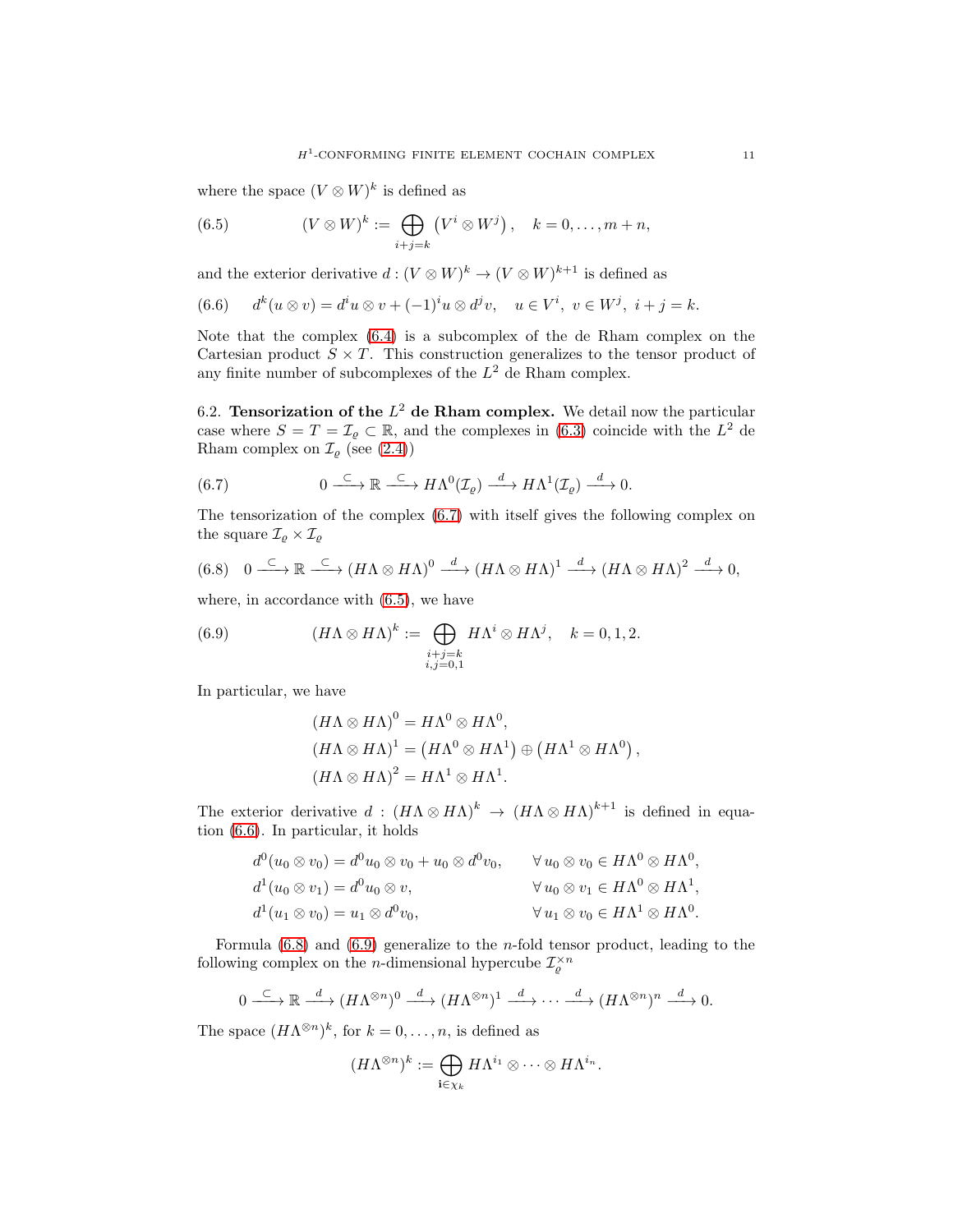where the space $(V \otimes W)^k$ is defined as

$$
(V \otimes W)^k := \bigoplus_{i+j=k} \left( V^i \otimes W^j \right), \quad k = 0, \dots, m+n, \tag{6.5}
$$

and the exterior derivative $d : (V \otimes W)^k \to (V \otimes W)^{k+1}$ is defined as

$$
d^k(u \otimes v) = d^i u \otimes v + (-1)^i u \otimes d^j v, \quad u \in V^i, \ v \in W^j, \ i + j = k. \tag{6.6}
$$

Note that the complex (6.4) is a subcomplex of the de Rham complex on the Cartesian product $S \times T$. This construction generalizes to the tensor product of any finite number of subcomplexes of the $L^2$ de Rham complex.

## 6.2. Tensorization of the $L^2$ de Rham complex.

We detail now the particular case where $S = T = \mathcal{I}_\varrho \subset \mathbb{R}$, and the complexes in (6.3) coincide with the $L^2$ de Rham complex on $\mathcal{I}_\varrho$ (see (2.4))

$$
0 \xrightarrow{\subset} \mathbb{R} \xrightarrow{\subset} H\Lambda^0(\mathcal{I}_\varrho) \xrightarrow{d} H\Lambda^1(\mathcal{I}_\varrho) \xrightarrow{d} 0. \tag{6.7}
$$

The tensorization of the complex (6.7) with itself gives the following complex on the square $\mathcal{I}_\varrho \times \mathcal{I}_\varrho$

$$
0 \xrightarrow{\subset} \mathbb{R} \xrightarrow{\subset} (H\Lambda \otimes H\Lambda)^0 \xrightarrow{d} (H\Lambda \otimes H\Lambda)^1 \xrightarrow{d} (H\Lambda \otimes H\Lambda)^2 \xrightarrow{d} 0, \tag{6.8}
$$

where, in accordance with (6.5), we have

$$
(H\Lambda \otimes H\Lambda)^k := \bigoplus_{\substack{i+j=k \\ i,j=0,1}} H\Lambda^i \otimes H\Lambda^j, \quad k = 0, 1, 2. \tag{6.9}
$$

In particular, we have

$$
\begin{aligned}
(H\Lambda \otimes H\Lambda)^0 &= H\Lambda^0 \otimes H\Lambda^0, \\
(H\Lambda \otimes H\Lambda)^1 &= \left( H\Lambda^0 \otimes H\Lambda^1 \right) \oplus \left( H\Lambda^1 \otimes H\Lambda^0 \right), \\
(H\Lambda \otimes H\Lambda)^2 &= H\Lambda^1 \otimes H\Lambda^1.
\end{aligned}
$$

The exterior derivative $d : (H\Lambda \otimes H\Lambda)^k \to (H\Lambda \otimes H\Lambda)^{k+1}$ is defined in equation (6.6). In particular, it holds

$$
\begin{aligned}
d^0(u_0 \otimes v_0) &= d^0 u_0 \otimes v_0 + u_0 \otimes d^0 v_0, && \forall\, u_0 \otimes v_0 \in H\Lambda^0 \otimes H\Lambda^0, \\
d^1(u_0 \otimes v_1) &= d^0 u_0 \otimes v, && \forall\, u_0 \otimes v_1 \in H\Lambda^0 \otimes H\Lambda^1, \\
d^1(u_1 \otimes v_0) &= u_1 \otimes d^0 v_0, && \forall\, u_1 \otimes v_0 \in H\Lambda^1 \otimes H\Lambda^0.
\end{aligned}
$$

Formula (6.8) and (6.9) generalize to the $n$-fold tensor product, leading to the following complex on the $n$-dimensional hypercube $\mathcal{I}_\varrho^{\times n}$

$$
0 \xrightarrow{\subset} \mathbb{R} \xrightarrow{d} (H\Lambda^{\otimes n})^0 \xrightarrow{d} (H\Lambda^{\otimes n})^1 \xrightarrow{d} \cdots \xrightarrow{d} (H\Lambda^{\otimes n})^n \xrightarrow{d} 0.
$$

The space $(H\Lambda^{\otimes n})^k$, for $k = 0, \dots, n$, is defined as

$$
(H\Lambda^{\otimes n})^k := \bigoplus_{\mathbf{i} \in \chi_k} H\Lambda^{i_1} \otimes \cdots \otimes H\Lambda^{i_n}.
$$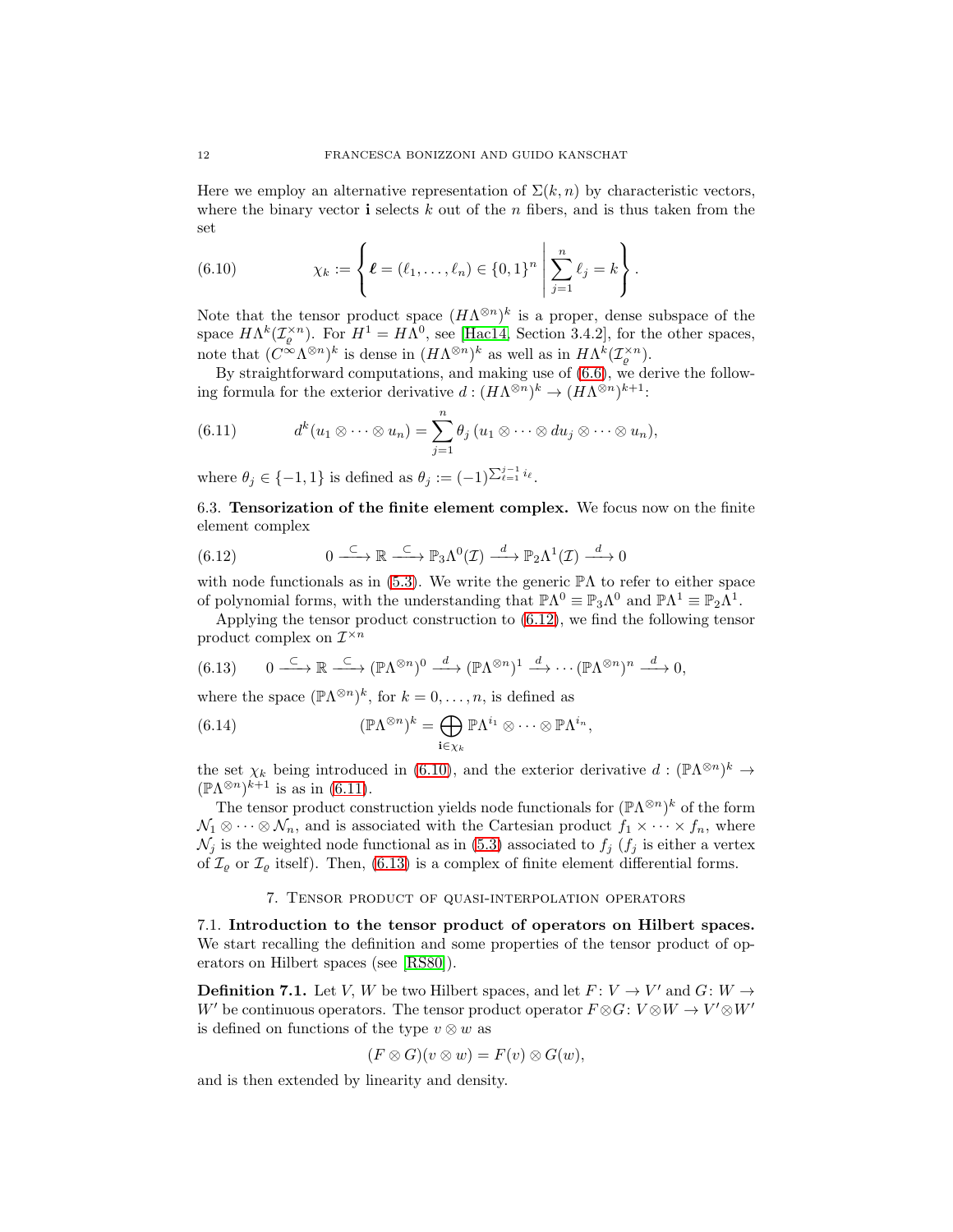Here we employ an alternative representation of $\Sigma(k,n)$ by characteristic vectors, where the binary vector $\mathbf{i}$ selects $k$ out of the $n$ fibers, and is thus taken from the set

$$\chi_k := \left\{ \boldsymbol{\ell} = (\ell_1, \dots, \ell_n) \in \{0,1\}^n \;\middle|\; \sum_{j=1}^{n} \ell_j = k \right\}. \tag{6.10}$$

Note that the tensor product space $(H\Lambda^{\otimes n})^k$ is a proper, dense subspace of the space $H\Lambda^k(\mathcal{I}_\varrho^{\times n})$. For $H^1 = H\Lambda^0$, see [Hac14, Section 3.4.2], for the other spaces, note that $(C^\infty\Lambda^{\otimes n})^k$ is dense in $(H\Lambda^{\otimes n})^k$ as well as in $H\Lambda^k(\mathcal{I}_\varrho^{\times n})$.

By straightforward computations, and making use of (6.6), we derive the following formula for the exterior derivative $d : (H\Lambda^{\otimes n})^k \to (H\Lambda^{\otimes n})^{k+1}$:

$$d^k(u_1 \otimes \cdots \otimes u_n) = \sum_{j=1}^{n} \theta_j \,(u_1 \otimes \cdots \otimes du_j \otimes \cdots \otimes u_n), \tag{6.11}$$

where $\theta_j \in \{-1, 1\}$ is defined as $\theta_j := (-1)^{\sum_{\ell=1}^{j-1} i_\ell}$.

### 6.3. Tensorization of the finite element complex.

We focus now on the finite element complex

$$0 \xrightarrow{\subset} \mathbb{R} \xrightarrow{\subset} \mathbb{P}_3\Lambda^0(\mathcal{I}) \xrightarrow{d} \mathbb{P}_2\Lambda^1(\mathcal{I}) \xrightarrow{d} 0 \tag{6.12}$$

with node functionals as in (5.3). We write the generic $\mathbb{P}\Lambda$ to refer to either space of polynomial forms, with the understanding that $\mathbb{P}\Lambda^0 \equiv \mathbb{P}_3\Lambda^0$ and $\mathbb{P}\Lambda^1 \equiv \mathbb{P}_2\Lambda^1$.

Applying the tensor product construction to (6.12), we find the following tensor product complex on $\mathcal{I}^{\times n}$

$$0 \xrightarrow{\subset} \mathbb{R} \xrightarrow{\subset} (\mathbb{P}\Lambda^{\otimes n})^0 \xrightarrow{d} (\mathbb{P}\Lambda^{\otimes n})^1 \xrightarrow{d} \cdots (\mathbb{P}\Lambda^{\otimes n})^n \xrightarrow{d} 0, \tag{6.13}$$

where the space $(\mathbb{P}\Lambda^{\otimes n})^k$, for $k = 0, \dots, n$, is defined as

$$(\mathbb{P}\Lambda^{\otimes n})^k = \bigoplus_{\mathbf{i} \in \chi_k} \mathbb{P}\Lambda^{i_1} \otimes \cdots \otimes \mathbb{P}\Lambda^{i_n}, \tag{6.14}$$

the set $\chi_k$ being introduced in (6.10), and the exterior derivative $d : (\mathbb{P}\Lambda^{\otimes n})^k \to (\mathbb{P}\Lambda^{\otimes n})^{k+1}$ is as in (6.11).

The tensor product construction yields node functionals for $(\mathbb{P}\Lambda^{\otimes n})^k$ of the form $\mathcal{N}_1 \otimes \cdots \otimes \mathcal{N}_n$, and is associated with the Cartesian product $f_1 \times \cdots \times f_n$, where $\mathcal{N}_j$ is the weighted node functional as in (5.3) associated to $f_j$ ($f_j$ is either a vertex of $\mathcal{I}_\varrho$ or $\mathcal{I}_\varrho$ itself). Then, (6.13) is a complex of finite element differential forms.

## 7. Tensor product of quasi-interpolation operators

### 7.1. Introduction to the tensor product of operators on Hilbert spaces.

We start recalling the definition and some properties of the tensor product of operators on Hilbert spaces (see [RS80]).

**Definition 7.1.** Let $V$, $W$ be two Hilbert spaces, and let $F\colon V \to V'$ and $G\colon W \to W'$ be continuous operators. The tensor product operator $F \otimes G\colon V \otimes W \to V' \otimes W'$ is defined on functions of the type $v \otimes w$ as

$$(F \otimes G)(v \otimes w) = F(v) \otimes G(w),$$

and is then extended by linearity and density.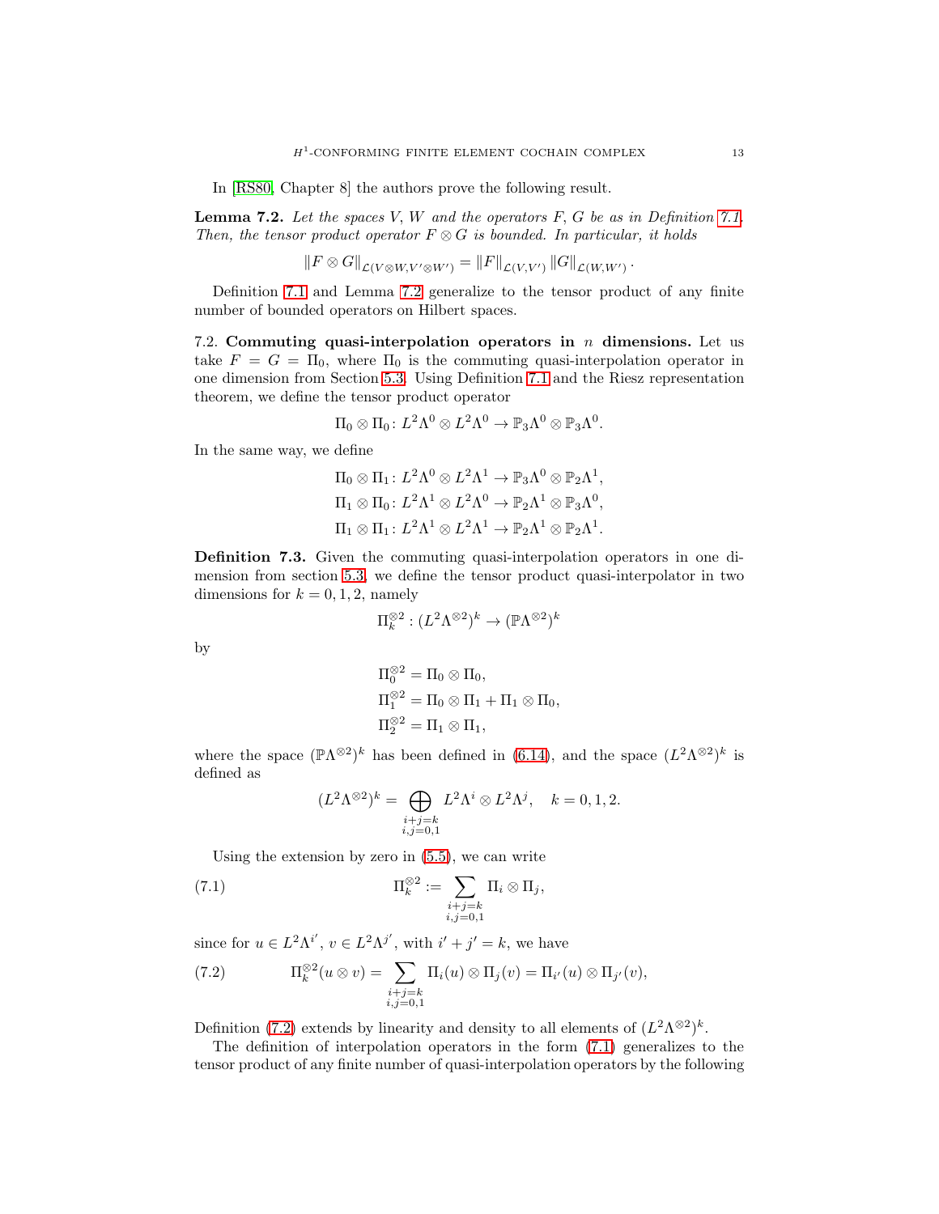In [RS80, Chapter 8] the authors prove the following result.

**Lemma 7.2.** *Let the spaces $V$, $W$ and the operators $F$, $G$ be as in Definition 7.1. Then, the tensor product operator $F \otimes G$ is bounded. In particular, it holds*

$$\|F \otimes G\|_{\mathcal{L}(V\otimes W, V'\otimes W')} = \|F\|_{\mathcal{L}(V,V')} \|G\|_{\mathcal{L}(W,W')}.$$

Definition 7.1 and Lemma 7.2 generalize to the tensor product of any finite number of bounded operators on Hilbert spaces.

7.2. **Commuting quasi-interpolation operators in $n$ dimensions.** Let us take $F = G = \Pi_0$, where $\Pi_0$ is the commuting quasi-interpolation operator in one dimension from Section 5.3. Using Definition 7.1 and the Riesz representation theorem, we define the tensor product operator

$$\Pi_0 \otimes \Pi_0 \colon L^2\Lambda^0 \otimes L^2\Lambda^0 \to \mathbb{P}_3\Lambda^0 \otimes \mathbb{P}_3\Lambda^0.$$

In the same way, we define

$$\Pi_0 \otimes \Pi_1 \colon L^2\Lambda^0 \otimes L^2\Lambda^1 \to \mathbb{P}_3\Lambda^0 \otimes \mathbb{P}_2\Lambda^1,$$
$$\Pi_1 \otimes \Pi_0 \colon L^2\Lambda^1 \otimes L^2\Lambda^0 \to \mathbb{P}_2\Lambda^1 \otimes \mathbb{P}_3\Lambda^0,$$
$$\Pi_1 \otimes \Pi_1 \colon L^2\Lambda^1 \otimes L^2\Lambda^1 \to \mathbb{P}_2\Lambda^1 \otimes \mathbb{P}_2\Lambda^1.$$

**Definition 7.3.** Given the commuting quasi-interpolation operators in one dimension from section 5.3, we define the tensor product quasi-interpolator in two dimensions for $k = 0, 1, 2$, namely

$$\Pi_k^{\otimes 2} : (L^2\Lambda^{\otimes 2})^k \to (\mathbb{P}\Lambda^{\otimes 2})^k$$

by

$$\Pi_0^{\otimes 2} = \Pi_0 \otimes \Pi_0,$$
$$\Pi_1^{\otimes 2} = \Pi_0 \otimes \Pi_1 + \Pi_1 \otimes \Pi_0,$$
$$\Pi_2^{\otimes 2} = \Pi_1 \otimes \Pi_1,$$

where the space $(\mathbb{P}\Lambda^{\otimes 2})^k$ has been defined in (6.14), and the space $(L^2\Lambda^{\otimes 2})^k$ is defined as

$$(L^2\Lambda^{\otimes 2})^k = \bigoplus_{\substack{i+j=k \\ i,j=0,1}} L^2\Lambda^i \otimes L^2\Lambda^j, \quad k = 0, 1, 2.$$

Using the extension by zero in (5.5), we can write

$$\Pi_k^{\otimes 2} := \sum_{\substack{i+j=k \\ i,j=0,1}} \Pi_i \otimes \Pi_j, \tag{7.1}$$

since for $u \in L^2\Lambda^{i'}$, $v \in L^2\Lambda^{j'}$, with $i' + j' = k$, we have

$$\Pi_k^{\otimes 2}(u \otimes v) = \sum_{\substack{i+j=k \\ i,j=0,1}} \Pi_i(u) \otimes \Pi_j(v) = \Pi_{i'}(u) \otimes \Pi_{j'}(v), \tag{7.2}$$

Definition (7.2) extends by linearity and density to all elements of $(L^2\Lambda^{\otimes 2})^k$.

The definition of interpolation operators in the form (7.1) generalizes to the tensor product of any finite number of quasi-interpolation operators by the following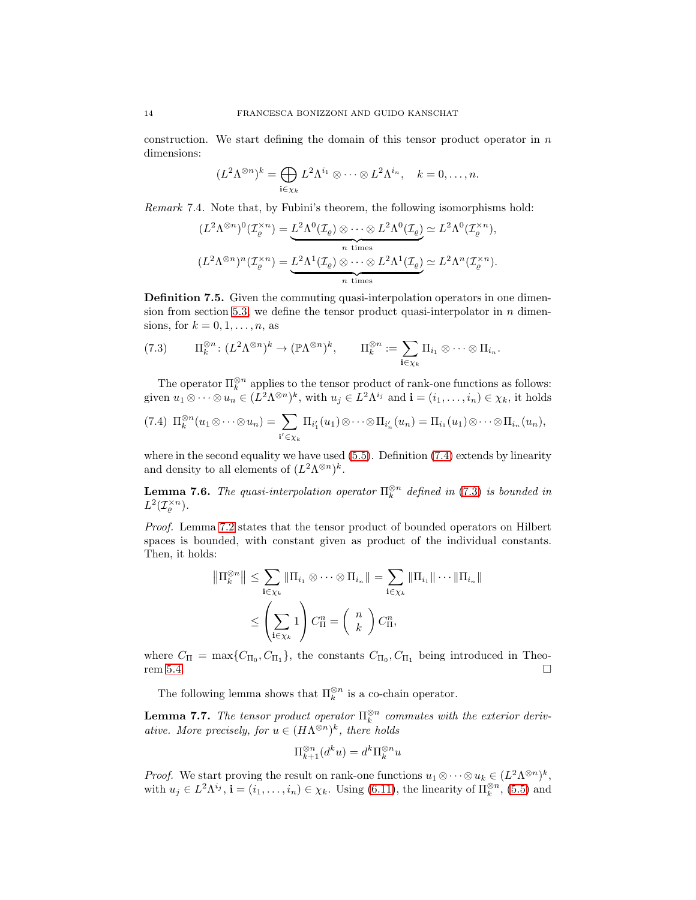construction. We start defining the domain of this tensor product operator in $n$ dimensions:

$$(L^2\Lambda^{\otimes n})^k = \bigoplus_{\mathbf{i}\in\chi_k} L^2\Lambda^{i_1}\otimes\cdots\otimes L^2\Lambda^{i_n}, \quad k=0,\ldots,n.$$

*Remark* 7.4. Note that, by Fubini's theorem, the following isomorphisms hold:

$$(L^2\Lambda^{\otimes n})^0(\mathcal{I}_\varrho^{\times n}) = \underbrace{L^2\Lambda^0(\mathcal{I}_\varrho)\otimes\cdots\otimes L^2\Lambda^0(\mathcal{I}_\varrho)}_{n \text{ times}} \simeq L^2\Lambda^0(\mathcal{I}_\varrho^{\times n}),$$

$$(L^2\Lambda^{\otimes n})^n(\mathcal{I}_\varrho^{\times n}) = \underbrace{L^2\Lambda^1(\mathcal{I}_\varrho)\otimes\cdots\otimes L^2\Lambda^1(\mathcal{I}_\varrho)}_{n \text{ times}} \simeq L^2\Lambda^n(\mathcal{I}_\varrho^{\times n}).$$

**Definition 7.5.** Given the commuting quasi-interpolation operators in one dimension from section 5.3, we define the tensor product quasi-interpolator in $n$ dimensions, for $k=0,1,\ldots,n$, as

$$\Pi_k^{\otimes n}\colon (L^2\Lambda^{\otimes n})^k \to (\mathbb{P}\Lambda^{\otimes n})^k, \qquad \Pi_k^{\otimes n} := \sum_{\mathbf{i}\in\chi_k} \Pi_{i_1}\otimes\cdots\otimes\Pi_{i_n}. \tag{7.3}$$

The operator $\Pi_k^{\otimes n}$ applies to the tensor product of rank-one functions as follows: given $u_1\otimes\cdots\otimes u_n \in (L^2\Lambda^{\otimes n})^k$, with $u_j\in L^2\Lambda^{i_j}$ and $\mathbf{i}=(i_1,\ldots,i_n)\in\chi_k$, it holds

$$\Pi_k^{\otimes n}(u_1\otimes\cdots\otimes u_n) = \sum_{\mathbf{i}'\in\chi_k}\Pi_{i'_1}(u_1)\otimes\cdots\otimes\Pi_{i'_n}(u_n) = \Pi_{i_1}(u_1)\otimes\cdots\otimes\Pi_{i_n}(u_n), \tag{7.4}$$

where in the second equality we have used (5.5). Definition (7.4) extends by linearity and density to all elements of $(L^2\Lambda^{\otimes n})^k$.

**Lemma 7.6.** *The quasi-interpolation operator $\Pi_k^{\otimes n}$ defined in (7.3) is bounded in $L^2(\mathcal{I}_\varrho^{\times n})$.*

*Proof.* Lemma 7.2 states that the tensor product of bounded operators on Hilbert spaces is bounded, with constant given as product of the individual constants. Then, it holds:

$$\begin{aligned}\left\|\Pi_k^{\otimes n}\right\| &\le \sum_{\mathbf{i}\in\chi_k}\|\Pi_{i_1}\otimes\cdots\otimes\Pi_{i_n}\| = \sum_{\mathbf{i}\in\chi_k}\|\Pi_{i_1}\|\cdots\|\Pi_{i_n}\| \\ &\le \left(\sum_{\mathbf{i}\in\chi_k} 1\right) C_\Pi^n = \binom{n}{k} C_\Pi^n,\end{aligned}$$

where $C_\Pi = \max\{C_{\Pi_0}, C_{\Pi_1}\}$, the constants $C_{\Pi_0}, C_{\Pi_1}$ being introduced in Theorem 5.4. $\square$

The following lemma shows that $\Pi_k^{\otimes n}$ is a co-chain operator.

**Lemma 7.7.** *The tensor product operator $\Pi_k^{\otimes n}$ commutes with the exterior derivative. More precisely, for $u\in(H\Lambda^{\otimes n})^k$, there holds*

$$\Pi_{k+1}^{\otimes n}(d^k u) = d^k\Pi_k^{\otimes n} u$$

*Proof.* We start proving the result on rank-one functions $u_1\otimes\cdots\otimes u_k\in(L^2\Lambda^{\otimes n})^k$, with $u_j\in L^2\Lambda^{i_j}$, $\mathbf{i}=(i_1,\ldots,i_n)\in\chi_k$. Using (6.11), the linearity of $\Pi_k^{\otimes n}$, (5.5) and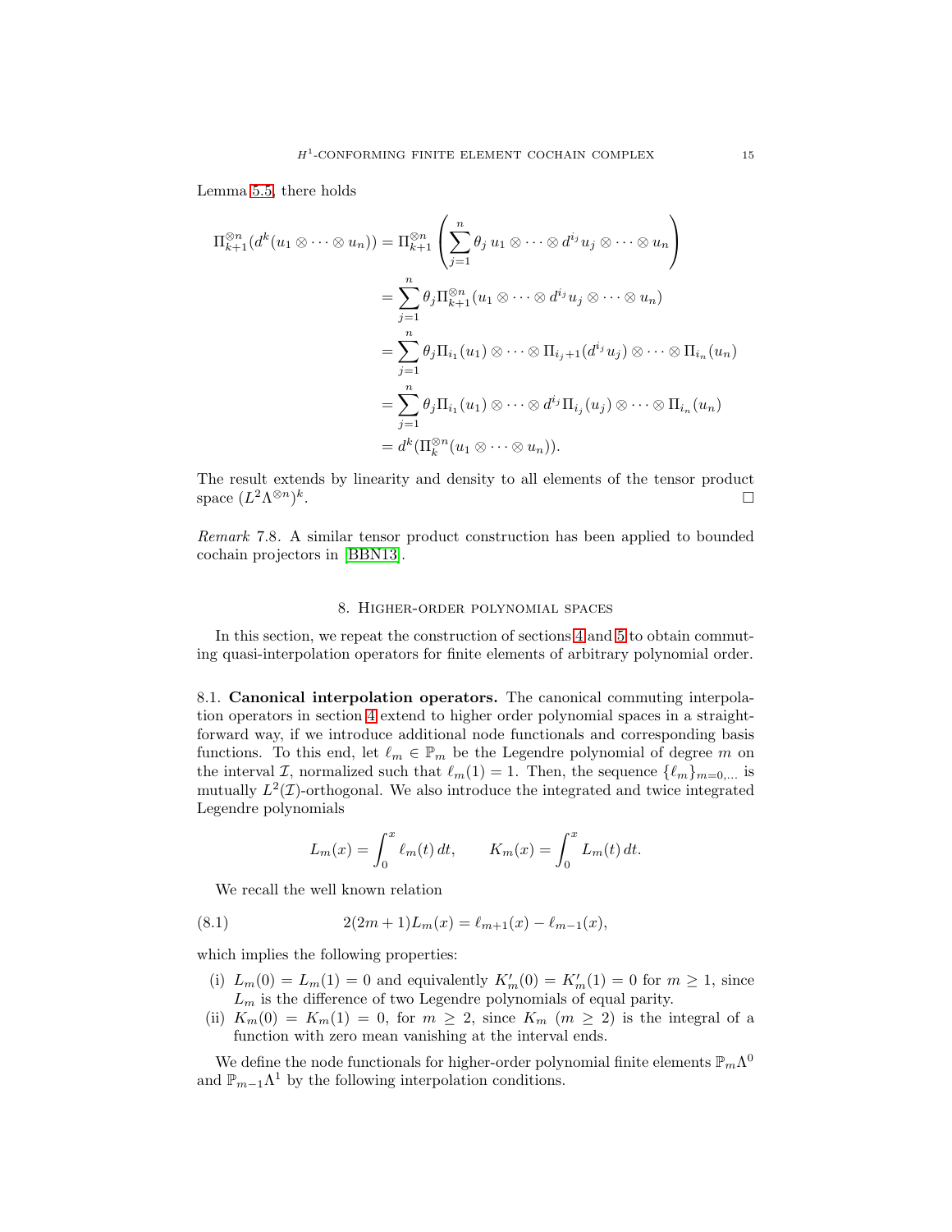Lemma 5.5, there holds

$$
\begin{aligned}
\Pi_{k+1}^{\otimes n}(d^k(u_1 \otimes \cdots \otimes u_n)) &= \Pi_{k+1}^{\otimes n}\left(\sum_{j=1}^{n} \theta_j \, u_1 \otimes \cdots \otimes d^{i_j} u_j \otimes \cdots \otimes u_n\right) \\
&= \sum_{j=1}^{n} \theta_j \Pi_{k+1}^{\otimes n}(u_1 \otimes \cdots \otimes d^{i_j} u_j \otimes \cdots \otimes u_n) \\
&= \sum_{j=1}^{n} \theta_j \Pi_{i_1}(u_1) \otimes \cdots \otimes \Pi_{i_j+1}(d^{i_j} u_j) \otimes \cdots \otimes \Pi_{i_n}(u_n) \\
&= \sum_{j=1}^{n} \theta_j \Pi_{i_1}(u_1) \otimes \cdots \otimes d^{i_j} \Pi_{i_j}(u_j) \otimes \cdots \otimes \Pi_{i_n}(u_n) \\
&= d^k(\Pi_k^{\otimes n}(u_1 \otimes \cdots \otimes u_n)).
\end{aligned}
$$

The result extends by linearity and density to all elements of the tensor product space $(L^2\Lambda^{\otimes n})^k$. $\square$

*Remark* 7.8. A similar tensor product construction has been applied to bounded cochain projectors in [BBN13].

## 8. Higher-order polynomial spaces

In this section, we repeat the construction of sections 4 and 5 to obtain commuting quasi-interpolation operators for finite elements of arbitrary polynomial order.

**8.1. Canonical interpolation operators.** The canonical commuting interpolation operators in section 4 extend to higher order polynomial spaces in a straightforward way, if we introduce additional node functionals and corresponding basis functions. To this end, let $\ell_m \in \mathbb{P}_m$ be the Legendre polynomial of degree $m$ on the interval $\mathcal{I}$, normalized such that $\ell_m(1) = 1$. Then, the sequence $\{\ell_m\}_{m=0,\dots}$ is mutually $L^2(\mathcal{I})$-orthogonal. We also introduce the integrated and twice integrated Legendre polynomials

$$
L_m(x) = \int_0^x \ell_m(t)\,dt, \qquad K_m(x) = \int_0^x L_m(t)\,dt.
$$

We recall the well known relation

$$
2(2m+1)L_m(x) = \ell_{m+1}(x) - \ell_{m-1}(x), \tag{8.1}
$$

which implies the following properties:

- (i) $L_m(0) = L_m(1) = 0$ and equivalently $K_m'(0) = K_m'(1) = 0$ for $m \geq 1$, since $L_m$ is the difference of two Legendre polynomials of equal parity.
- (ii) $K_m(0) = K_m(1) = 0$, for $m \geq 2$, since $K_m$ $(m \geq 2)$ is the integral of a function with zero mean vanishing at the interval ends.

We define the node functionals for higher-order polynomial finite elements $\mathbb{P}_m\Lambda^0$ and $\mathbb{P}_{m-1}\Lambda^1$ by the following interpolation conditions.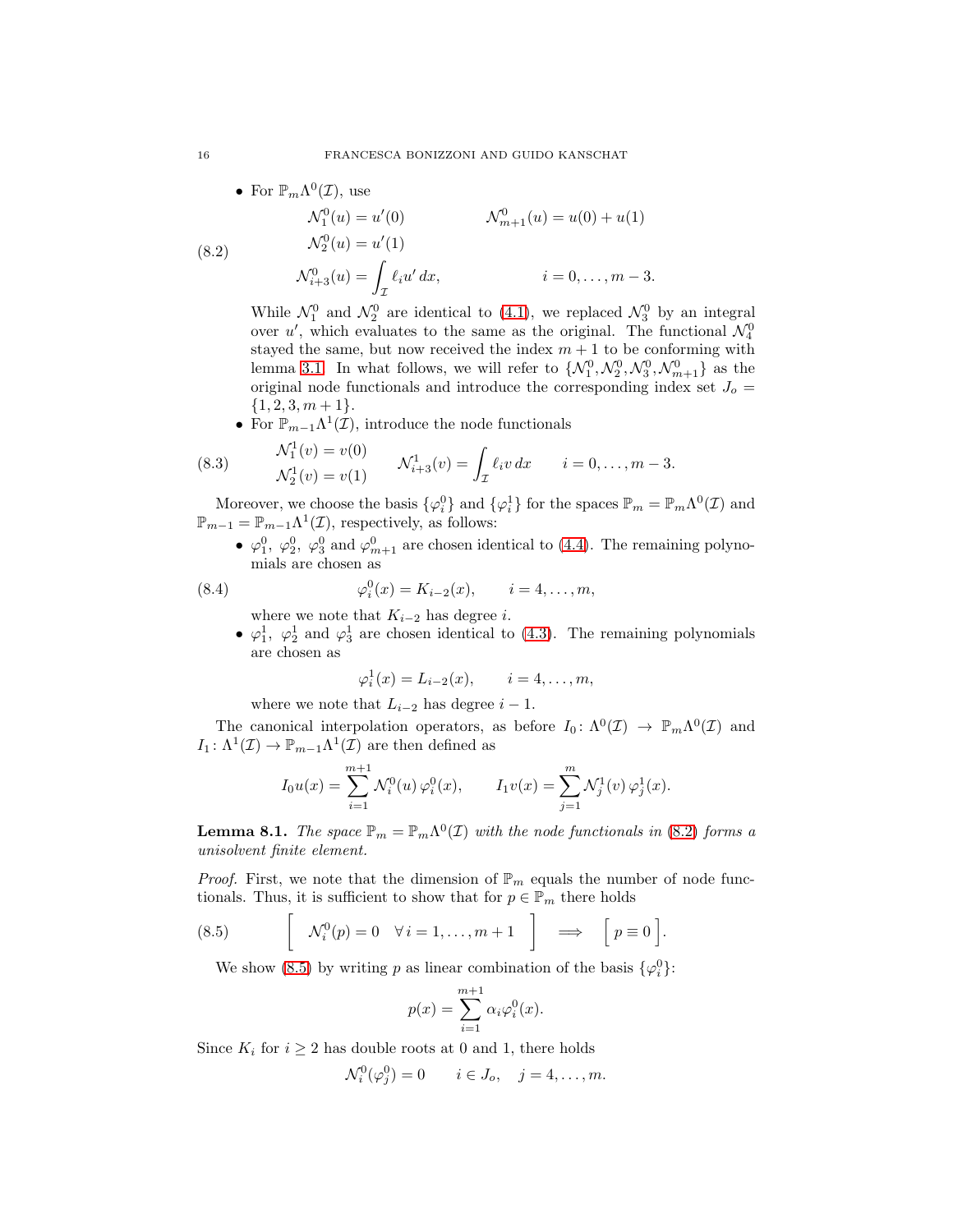- For $\mathbb{P}_m\Lambda^0(\mathcal{I})$, use

$$
\begin{aligned}
&\mathcal{N}_1^0(u) = u'(0) && \mathcal{N}_{m+1}^0(u) = u(0) + u(1)\\
&\mathcal{N}_2^0(u) = u'(1) && \\
&\mathcal{N}_{i+3}^0(u) = \int_{\mathcal{I}} \ell_i u' \, dx, && i = 0, \dots, m-3.
\end{aligned}
\tag{8.2}
$$

  While $\mathcal{N}_1^0$ and $\mathcal{N}_2^0$ are identical to (4.1), we replaced $\mathcal{N}_3^0$ by an integral over $u'$, which evaluates to the same as the original. The functional $\mathcal{N}_4^0$ stayed the same, but now received the index $m+1$ to be conforming with lemma 3.1. In what follows, we will refer to $\{\mathcal{N}_1^0, \mathcal{N}_2^0, \mathcal{N}_3^0, \mathcal{N}_{m+1}^0\}$ as the original node functionals and introduce the corresponding index set $J_o = \{1, 2, 3, m+1\}$.

- For $\mathbb{P}_{m-1}\Lambda^1(\mathcal{I})$, introduce the node functionals

$$
\begin{aligned}
&\mathcal{N}_1^1(v) = v(0) \qquad \mathcal{N}_{i+3}^1(v) = \int_{\mathcal{I}} \ell_i v \, dx \qquad i = 0, \dots, m-3.\\
&\mathcal{N}_2^1(v) = v(1)
\end{aligned}
\tag{8.3}
$$

Moreover, we choose the basis $\{\varphi_i^0\}$ and $\{\varphi_i^1\}$ for the spaces $\mathbb{P}_m = \mathbb{P}_m\Lambda^0(\mathcal{I})$ and $\mathbb{P}_{m-1} = \mathbb{P}_{m-1}\Lambda^1(\mathcal{I})$, respectively, as follows:

- $\varphi_1^0$, $\varphi_2^0$, $\varphi_3^0$ and $\varphi_{m+1}^0$ are chosen identical to (4.4). The remaining polynomials are chosen as

$$
\varphi_i^0(x) = K_{i-2}(x), \qquad i = 4, \dots, m,
\tag{8.4}
$$

  where we note that $K_{i-2}$ has degree $i$.

- $\varphi_1^1$, $\varphi_2^1$ and $\varphi_3^1$ are chosen identical to (4.3). The remaining polynomials are chosen as

$$
\varphi_i^1(x) = L_{i-2}(x), \qquad i = 4, \dots, m,
$$

  where we note that $L_{i-2}$ has degree $i-1$.

The canonical interpolation operators, as before $I_0 \colon \Lambda^0(\mathcal{I}) \to \mathbb{P}_m\Lambda^0(\mathcal{I})$ and $I_1 \colon \Lambda^1(\mathcal{I}) \to \mathbb{P}_{m-1}\Lambda^1(\mathcal{I})$ are then defined as

$$
I_0 u(x) = \sum_{i=1}^{m+1} \mathcal{N}_i^0(u)\, \varphi_i^0(x), \qquad I_1 v(x) = \sum_{j=1}^{m} \mathcal{N}_j^1(v)\, \varphi_j^1(x).
$$

**Lemma 8.1.** *The space $\mathbb{P}_m = \mathbb{P}_m\Lambda^0(\mathcal{I})$ with the node functionals in (8.2) forms a unisolvent finite element.*

*Proof.* First, we note that the dimension of $\mathbb{P}_m$ equals the number of node functionals. Thus, it is sufficient to show that for $p \in \mathbb{P}_m$ there holds

$$
\Big[ \;\; \mathcal{N}_i^0(p) = 0 \quad \forall\, i = 1, \dots, m+1 \;\; \Big] \quad \Longrightarrow \quad \Big[ \, p \equiv 0 \, \Big].
\tag{8.5}
$$

We show (8.5) by writing $p$ as linear combination of the basis $\{\varphi_i^0\}$:

$$
p(x) = \sum_{i=1}^{m+1} \alpha_i \varphi_i^0(x).
$$

Since $K_i$ for $i \geq 2$ has double roots at 0 and 1, there holds

$$
\mathcal{N}_i^0(\varphi_j^0) = 0 \qquad i \in J_o, \quad j = 4, \dots, m.
$$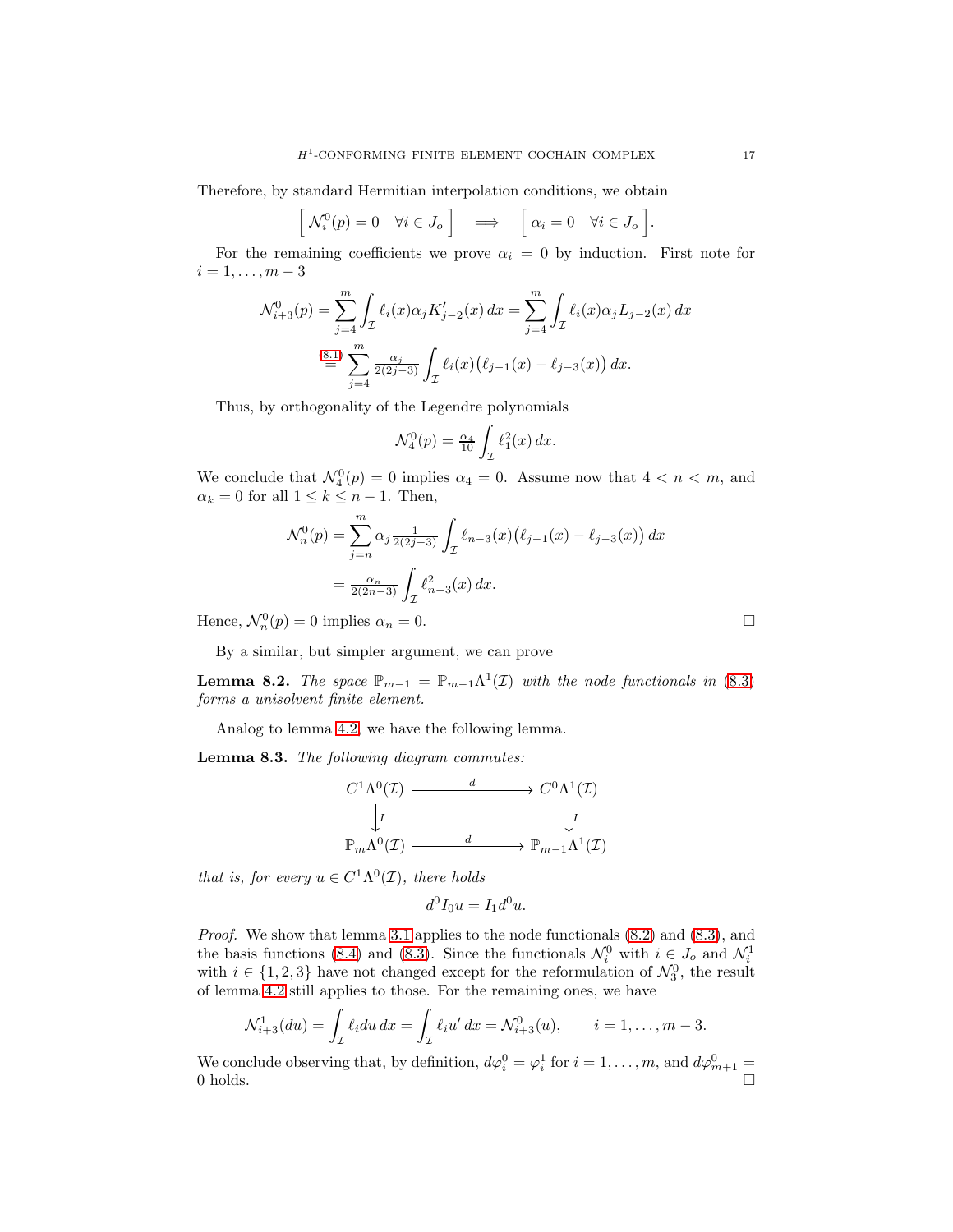Therefore, by standard Hermitian interpolation conditions, we obtain

$$\Big[\, \mathcal{N}_i^0(p) = 0 \quad \forall i \in J_o \,\Big] \quad \Longrightarrow \quad \Big[\, \alpha_i = 0 \quad \forall i \in J_o \,\Big].$$

For the remaining coefficients we prove $\alpha_i = 0$ by induction. First note for $i = 1, \dots, m-3$

$$\mathcal{N}_{i+3}^0(p) = \sum_{j=4}^{m} \int_{\mathcal{I}} \ell_i(x) \alpha_j K_{j-2}'(x)\, dx = \sum_{j=4}^{m} \int_{\mathcal{I}} \ell_i(x) \alpha_j L_{j-2}(x)\, dx$$
$$\overset{(8.1)}{=} \sum_{j=4}^{m} \tfrac{\alpha_j}{2(2j-3)} \int_{\mathcal{I}} \ell_i(x) \big(\ell_{j-1}(x) - \ell_{j-3}(x)\big)\, dx.$$

Thus, by orthogonality of the Legendre polynomials

$$\mathcal{N}_4^0(p) = \tfrac{\alpha_4}{10} \int_{\mathcal{I}} \ell_1^2(x)\, dx.$$

We conclude that $\mathcal{N}_4^0(p) = 0$ implies $\alpha_4 = 0$. Assume now that $4 < n < m$, and $\alpha_k = 0$ for all $1 \le k \le n-1$. Then,

$$\mathcal{N}_n^0(p) = \sum_{j=n}^{m} \alpha_j \tfrac{1}{2(2j-3)} \int_{\mathcal{I}} \ell_{n-3}(x) \big(\ell_{j-1}(x) - \ell_{j-3}(x)\big)\, dx$$
$$= \tfrac{\alpha_n}{2(2n-3)} \int_{\mathcal{I}} \ell_{n-3}^2(x)\, dx.$$

Hence, $\mathcal{N}_n^0(p) = 0$ implies $\alpha_n = 0$. □

By a similar, but simpler argument, we can prove

**Lemma 8.2.** *The space $\mathbb{P}_{m-1} = \mathbb{P}_{m-1}\Lambda^1(\mathcal{I})$ with the node functionals in (8.3) forms a unisolvent finite element.*

Analog to lemma 4.2, we have the following lemma.

**Lemma 8.3.** *The following diagram commutes:*

$$\begin{array}{ccc}
C^1\Lambda^0(\mathcal{I}) & \xrightarrow{\quad d \quad} & C^0\Lambda^1(\mathcal{I}) \\
\big\downarrow I & & \big\downarrow I \\
\mathbb{P}_m\Lambda^0(\mathcal{I}) & \xrightarrow{\quad d \quad} & \mathbb{P}_{m-1}\Lambda^1(\mathcal{I})
\end{array}$$

*that is, for every $u \in C^1\Lambda^0(\mathcal{I})$, there holds*

$$d^0 I_0 u = I_1 d^0 u.$$

*Proof.* We show that lemma 3.1 applies to the node functionals (8.2) and (8.3), and the basis functions (8.4) and (8.3). Since the functionals $\mathcal{N}_i^0$ with $i \in J_o$ and $\mathcal{N}_i^1$ with $i \in \{1, 2, 3\}$ have not changed except for the reformulation of $\mathcal{N}_3^0$, the result of lemma 4.2 still applies to those. For the remaining ones, we have

$$\mathcal{N}_{i+3}^1(du) = \int_{\mathcal{I}} \ell_i du\, dx = \int_{\mathcal{I}} \ell_i u'\, dx = \mathcal{N}_{i+3}^0(u), \qquad i = 1, \dots, m-3.$$

We conclude observing that, by definition, $d\varphi_i^0 = \varphi_i^1$ for $i = 1, \dots, m$, and $d\varphi_{m+1}^0 = 0$ holds. □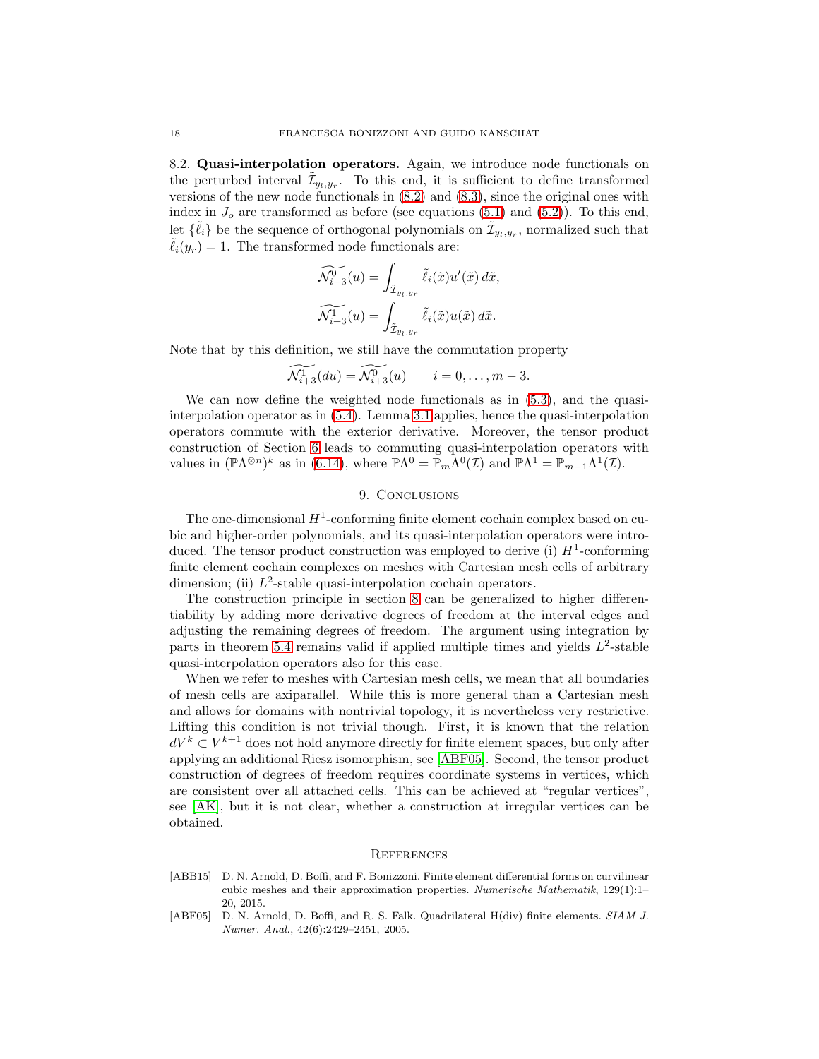8.2. **Quasi-interpolation operators.** Again, we introduce node functionals on the perturbed interval $\tilde{\mathcal{I}}_{y_l,y_r}$. To this end, it is sufficient to define transformed versions of the new node functionals in (8.2) and (8.3), since the original ones with index in $J_o$ are transformed as before (see equations (5.1) and (5.2)). To this end, let $\{\tilde{\ell}_i\}$ be the sequence of orthogonal polynomials on $\tilde{\mathcal{I}}_{y_l,y_r}$, normalized such that $\tilde{\ell}_i(y_r) = 1$. The transformed node functionals are:

$$
\begin{aligned}
\widetilde{\mathcal{N}^0_{i+3}}(u) &= \int_{\tilde{\mathcal{I}}_{y_l,y_r}} \tilde{\ell}_i(\tilde{x}) u'(\tilde{x})\, d\tilde{x}, \\
\widetilde{\mathcal{N}^1_{i+3}}(u) &= \int_{\tilde{\mathcal{I}}_{y_l,y_r}} \tilde{\ell}_i(\tilde{x}) u(\tilde{x})\, d\tilde{x}.
\end{aligned}
$$

Note that by this definition, we still have the commutation property

$$
\widetilde{\mathcal{N}^1_{i+3}}(du) = \widetilde{\mathcal{N}^0_{i+3}}(u) \qquad i = 0, \dots, m-3.
$$

We can now define the weighted node functionals as in (5.3), and the quasi-interpolation operator as in (5.4). Lemma 3.1 applies, hence the quasi-interpolation operators commute with the exterior derivative. Moreover, the tensor product construction of Section 6 leads to commuting quasi-interpolation operators with values in $(\mathbb{P}\Lambda^{\otimes n})^k$ as in (6.14), where $\mathbb{P}\Lambda^0 = \mathbb{P}_m\Lambda^0(\mathcal{I})$ and $\mathbb{P}\Lambda^1 = \mathbb{P}_{m-1}\Lambda^1(\mathcal{I})$.

## 9. Conclusions

The one-dimensional $H^1$-conforming finite element cochain complex based on cubic and higher-order polynomials, and its quasi-interpolation operators were introduced. The tensor product construction was employed to derive (i) $H^1$-conforming finite element cochain complexes on meshes with Cartesian mesh cells of arbitrary dimension; (ii) $L^2$-stable quasi-interpolation cochain operators.

The construction principle in section 8 can be generalized to higher differentiability by adding more derivative degrees of freedom at the interval edges and adjusting the remaining degrees of freedom. The argument using integration by parts in theorem 5.4 remains valid if applied multiple times and yields $L^2$-stable quasi-interpolation operators also for this case.

When we refer to meshes with Cartesian mesh cells, we mean that all boundaries of mesh cells are axiparallel. While this is more general than a Cartesian mesh and allows for domains with nontrivial topology, it is nevertheless very restrictive. Lifting this condition is not trivial though. First, it is known that the relation $dV^k \subset V^{k+1}$ does not hold anymore directly for finite element spaces, but only after applying an additional Riesz isomorphism, see [ABF05]. Second, the tensor product construction of degrees of freedom requires coordinate systems in vertices, which are consistent over all attached cells. This can be achieved at "regular vertices", see [AK], but it is not clear, whether a construction at irregular vertices can be obtained.

## References

[ABB15] D. N. Arnold, D. Boffi, and F. Bonizzoni. Finite element differential forms on curvilinear cubic meshes and their approximation properties. *Numerische Mathematik*, 129(1):1–20, 2015.

[ABF05] D. N. Arnold, D. Boffi, and R. S. Falk. Quadrilateral H(div) finite elements. *SIAM J. Numer. Anal.*, 42(6):2429–2451, 2005.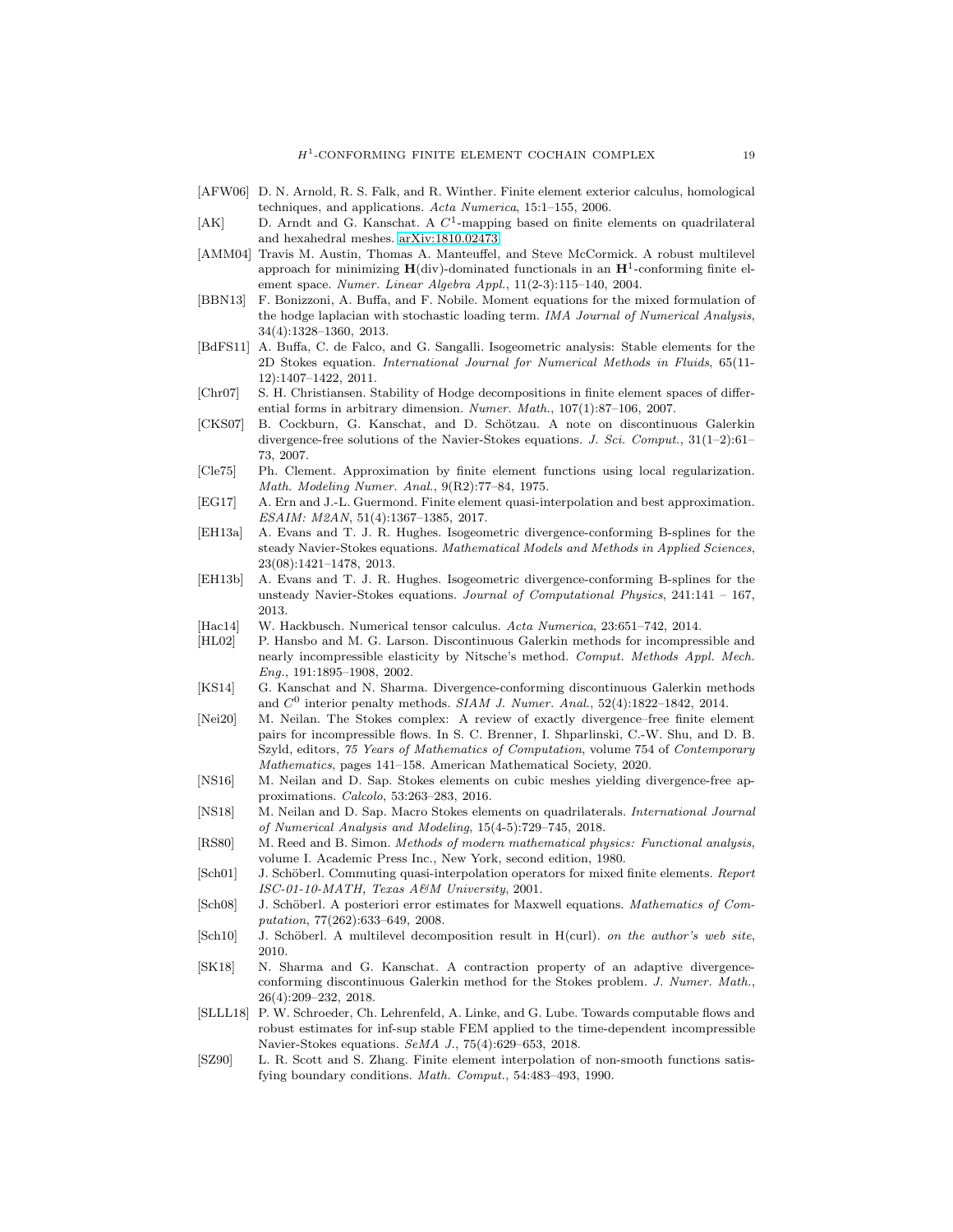- [AFW06] D. N. Arnold, R. S. Falk, and R. Winther. Finite element exterior calculus, homological techniques, and applications. *Acta Numerica*, 15:1–155, 2006.
- [AK] D. Arndt and G. Kanschat. A $C^1$-mapping based on finite elements on quadrilateral and hexahedral meshes. arXiv:1810.02473.
- [AMM04] Travis M. Austin, Thomas A. Manteuffel, and Steve McCormick. A robust multilevel approach for minimizing $\mathbf{H}(\mathrm{div})$-dominated functionals in an $\mathbf{H}^1$-conforming finite element space. *Numer. Linear Algebra Appl.*, 11(2-3):115–140, 2004.
- [BBN13] F. Bonizzoni, A. Buffa, and F. Nobile. Moment equations for the mixed formulation of the hodge laplacian with stochastic loading term. *IMA Journal of Numerical Analysis*, 34(4):1328–1360, 2013.
- [BdFS11] A. Buffa, C. de Falco, and G. Sangalli. Isogeometric analysis: Stable elements for the 2D Stokes equation. *International Journal for Numerical Methods in Fluids*, 65(11-12):1407–1422, 2011.
- [Chr07] S. H. Christiansen. Stability of Hodge decompositions in finite element spaces of differential forms in arbitrary dimension. *Numer. Math.*, 107(1):87–106, 2007.
- [CKS07] B. Cockburn, G. Kanschat, and D. Schötzau. A note on discontinuous Galerkin divergence-free solutions of the Navier-Stokes equations. *J. Sci. Comput.*, 31(1–2):61–73, 2007.
- [Cle75] Ph. Clement. Approximation by finite element functions using local regularization. *Math. Modeling Numer. Anal.*, 9(R2):77–84, 1975.
- [EG17] A. Ern and J.-L. Guermond. Finite element quasi-interpolation and best approximation. *ESAIM: M2AN*, 51(4):1367–1385, 2017.
- [EH13a] A. Evans and T. J. R. Hughes. Isogeometric divergence-conforming B-splines for the steady Navier-Stokes equations. *Mathematical Models and Methods in Applied Sciences*, 23(08):1421–1478, 2013.
- [EH13b] A. Evans and T. J. R. Hughes. Isogeometric divergence-conforming B-splines for the unsteady Navier-Stokes equations. *Journal of Computational Physics*, 241:141 – 167, 2013.
- [Hac14] W. Hackbusch. Numerical tensor calculus. *Acta Numerica*, 23:651–742, 2014.
- [HL02] P. Hansbo and M. G. Larson. Discontinuous Galerkin methods for incompressible and nearly incompressible elasticity by Nitsche's method. *Comput. Methods Appl. Mech. Eng.*, 191:1895–1908, 2002.
- [KS14] G. Kanschat and N. Sharma. Divergence-conforming discontinuous Galerkin methods and $C^0$ interior penalty methods. *SIAM J. Numer. Anal.*, 52(4):1822–1842, 2014.
- [Nei20] M. Neilan. The Stokes complex: A review of exactly divergence–free finite element pairs for incompressible flows. In S. C. Brenner, I. Shparlinski, C.-W. Shu, and D. B. Szyld, editors, *75 Years of Mathematics of Computation*, volume 754 of *Contemporary Mathematics*, pages 141–158. American Mathematical Society, 2020.
- [NS16] M. Neilan and D. Sap. Stokes elements on cubic meshes yielding divergence-free approximations. *Calcolo*, 53:263–283, 2016.
- [NS18] M. Neilan and D. Sap. Macro Stokes elements on quadrilaterals. *International Journal of Numerical Analysis and Modeling*, 15(4-5):729–745, 2018.
- [RS80] M. Reed and B. Simon. *Methods of modern mathematical physics: Functional analysis*, volume I. Academic Press Inc., New York, second edition, 1980.
- [Sch01] J. Schöberl. Commuting quasi-interpolation operators for mixed finite elements. *Report ISC-01-10-MATH, Texas A&M University*, 2001.
- [Sch08] J. Schöberl. A posteriori error estimates for Maxwell equations. *Mathematics of Computation*, 77(262):633–649, 2008.
- [Sch10] J. Schöberl. A multilevel decomposition result in H(curl). *on the author's web site*, 2010.
- [SK18] N. Sharma and G. Kanschat. A contraction property of an adaptive divergence-conforming discontinuous Galerkin method for the Stokes problem. *J. Numer. Math.*, 26(4):209–232, 2018.
- [SLLL18] P. W. Schroeder, Ch. Lehrenfeld, A. Linke, and G. Lube. Towards computable flows and robust estimates for inf-sup stable FEM applied to the time-dependent incompressible Navier-Stokes equations. *SeMA J.*, 75(4):629–653, 2018.
- [SZ90] L. R. Scott and S. Zhang. Finite element interpolation of non-smooth functions satisfying boundary conditions. *Math. Comput.*, 54:483–493, 1990.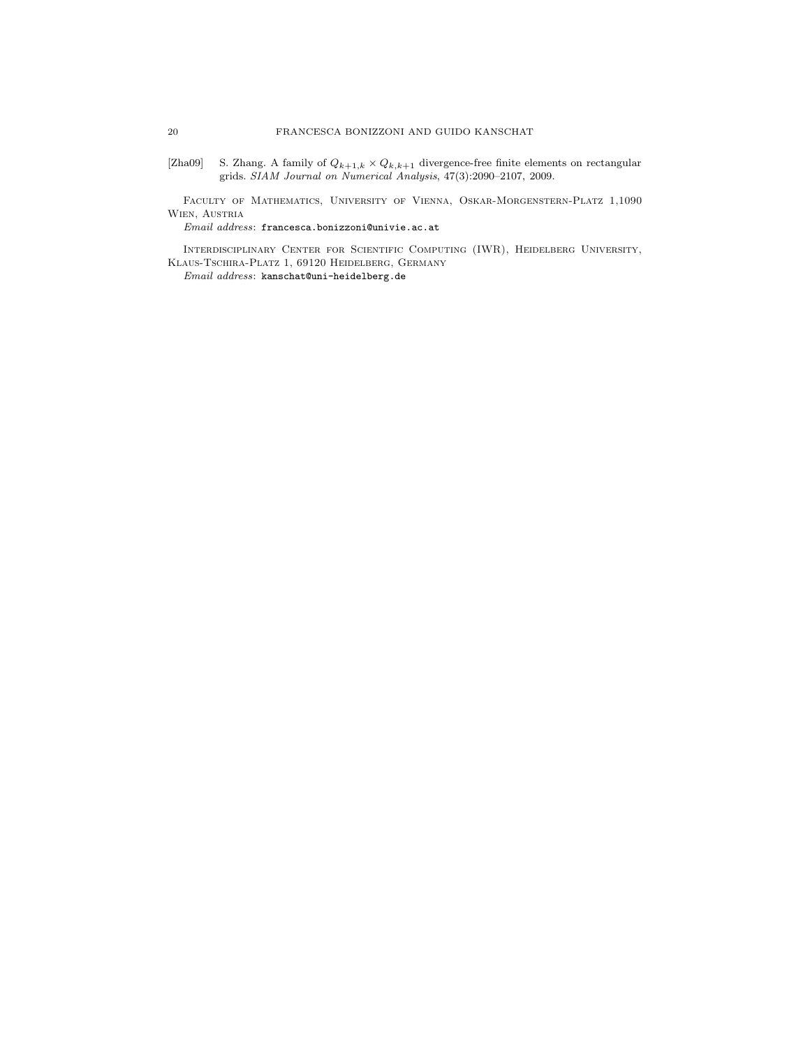[Zha09] S. Zhang. A family of $Q_{k+1,k} \times Q_{k,k+1}$ divergence-free finite elements on rectangular grids. *SIAM Journal on Numerical Analysis*, 47(3):2090–2107, 2009.

Faculty of Mathematics, University of Vienna, Oskar-Morgenstern-Platz 1,1090 Wien, Austria

*Email address*: `francesca.bonizzoni@univie.ac.at`

Interdisciplinary Center for Scientific Computing (IWR), Heidelberg University, Klaus-Tschira-Platz 1, 69120 Heidelberg, Germany

*Email address*: `kanschat@uni-heidelberg.de`